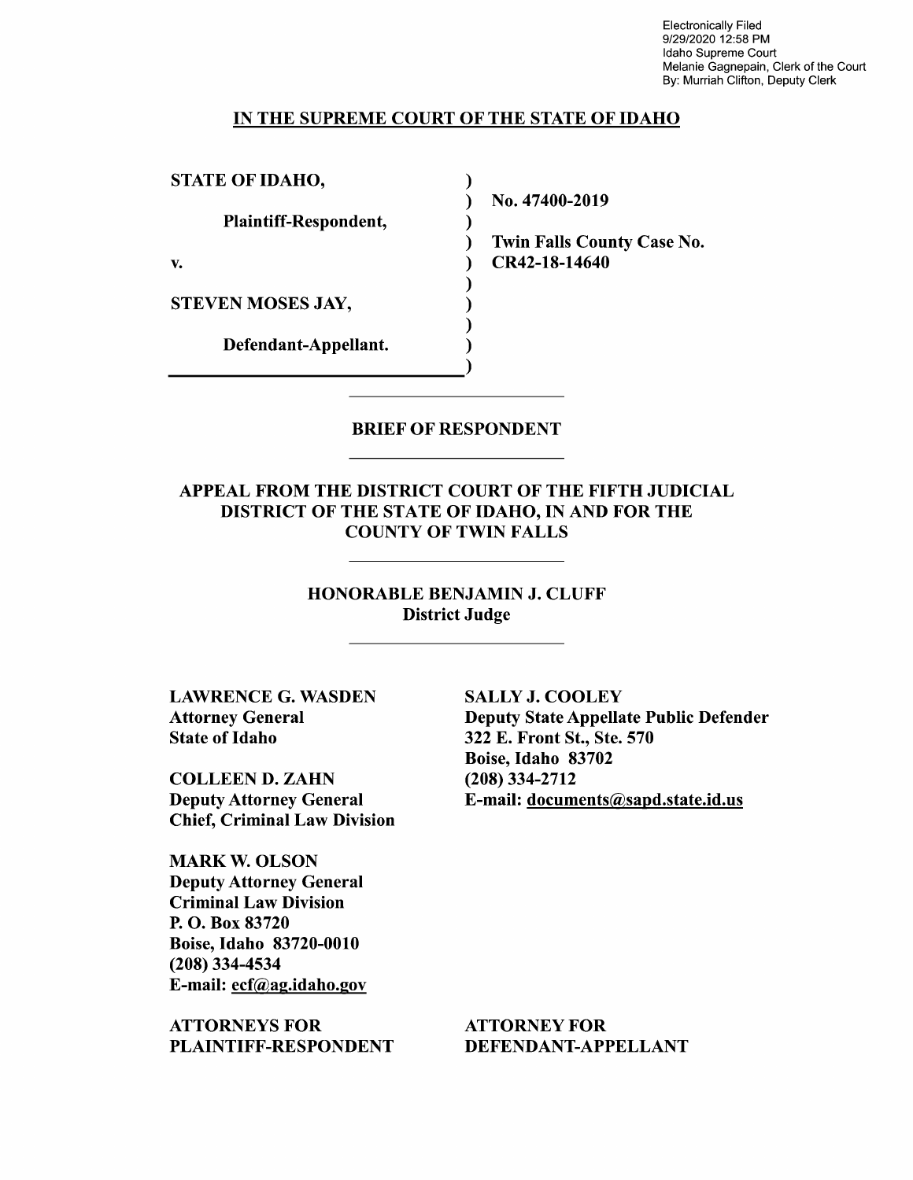Electronically Filed
9/29/2020 12:58 PM
Idaho Supreme Court
Melanie Gagnepain, Clerk of the Court
By: Murriah Clifton, Deputy Clerk

**IN THE SUPREME COURT OF THE STATE OF IDAHO**

| | |
|---|---|
| **STATE OF IDAHO,** | **No. 47400-2019** |
| **Plaintiff-Respondent,** | **Twin Falls County Case No. CR42-18-14640** |
| **v.** | |
| **STEVEN MOSES JAY,** | |
| **Defendant-Appellant.** | |

## BRIEF OF RESPONDENT

### APPEAL FROM THE DISTRICT COURT OF THE FIFTH JUDICIAL DISTRICT OF THE STATE OF IDAHO, IN AND FOR THE COUNTY OF TWIN FALLS

**HONORABLE BENJAMIN J. CLUFF**
**District Judge**

**LAWRENCE G. WASDEN**
**Attorney General**
**State of Idaho**

**COLLEEN D. ZAHN**
**Deputy Attorney General**
**Chief, Criminal Law Division**

**MARK W. OLSON**
**Deputy Attorney General**
**Criminal Law Division**
**P. O. Box 83720**
**Boise, Idaho 83720-0010**
**(208) 334-4534**
**E-mail: ecf@ag.idaho.gov**

**ATTORNEYS FOR PLAINTIFF-RESPONDENT**

**SALLY J. COOLEY**
**Deputy State Appellate Public Defender**
**322 E. Front St., Ste. 570**
**Boise, Idaho 83702**
**(208) 334-2712**
**E-mail: documents@sapd.state.id.us**

**ATTORNEY FOR DEFENDANT-APPELLANT**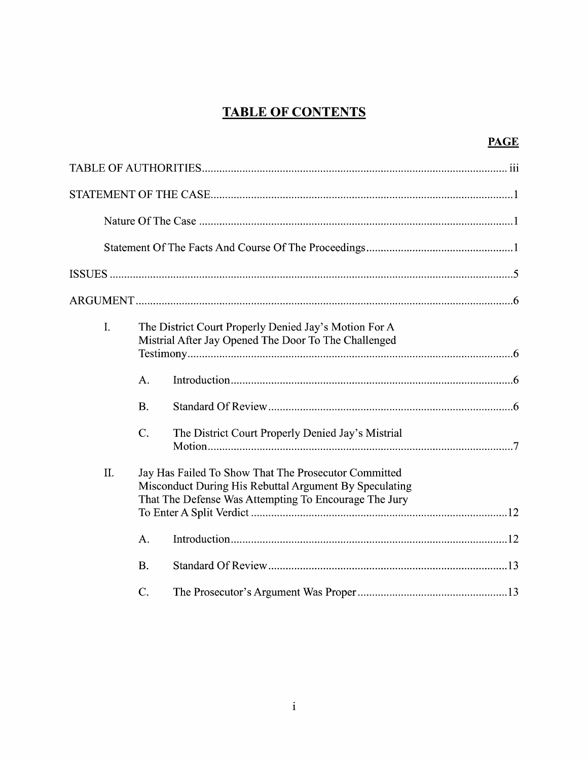# TABLE OF CONTENTS

| | PAGE |
|---|---|
| TABLE OF AUTHORITIES | iii |
| STATEMENT OF THE CASE | 1 |
| Nature Of The Case | 1 |
| Statement Of The Facts And Course Of The Proceedings | 1 |
| ISSUES | 5 |
| ARGUMENT | 6 |
| I. The District Court Properly Denied Jay's Motion For A Mistrial After Jay Opened The Door To The Challenged Testimony | 6 |
| A. Introduction | 6 |
| B. Standard Of Review | 6 |
| C. The District Court Properly Denied Jay's Mistrial Motion | 7 |
| II. Jay Has Failed To Show That The Prosecutor Committed Misconduct During His Rebuttal Argument By Speculating That The Defense Was Attempting To Encourage The Jury To Enter A Split Verdict | 12 |
| A. Introduction | 12 |
| B. Standard Of Review | 13 |
| C. The Prosecutor's Argument Was Proper | 13 |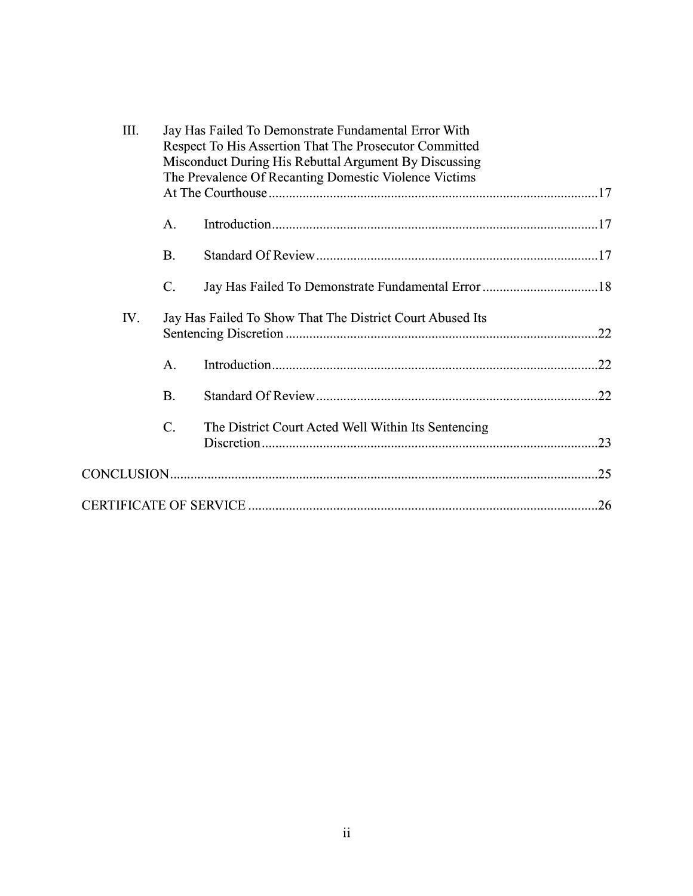III. Jay Has Failed To Demonstrate Fundamental Error With Respect To His Assertion That The Prosecutor Committed Misconduct During His Rebuttal Argument By Discussing The Prevalence Of Recanting Domestic Violence Victims At The Courthouse ....................17

- A. Introduction ....................17
- B. Standard Of Review ....................17
- C. Jay Has Failed To Demonstrate Fundamental Error ....................18

IV. Jay Has Failed To Show That The District Court Abused Its Sentencing Discretion ....................22

- A. Introduction ....................22
- B. Standard Of Review ....................22
- C. The District Court Acted Well Within Its Sentencing Discretion ....................23

CONCLUSION ....................25

CERTIFICATE OF SERVICE ....................26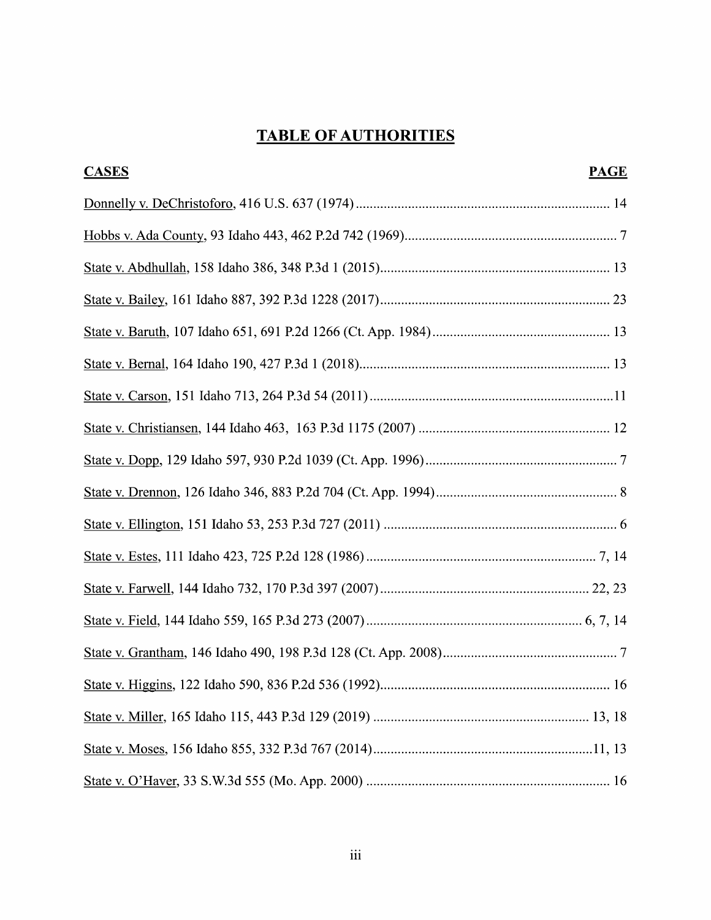# TABLE OF AUTHORITIES

| CASES | PAGE |
|---|---|
| Donnelly v. DeChristoforo, 416 U.S. 637 (1974) | 14 |
| Hobbs v. Ada County, 93 Idaho 443, 462 P.2d 742 (1969) | 7 |
| State v. Abdhullah, 158 Idaho 386, 348 P.3d 1 (2015) | 13 |
| State v. Bailey, 161 Idaho 887, 392 P.3d 1228 (2017) | 23 |
| State v. Baruth, 107 Idaho 651, 691 P.2d 1266 (Ct. App. 1984) | 13 |
| State v. Bernal, 164 Idaho 190, 427 P.3d 1 (2018) | 13 |
| State v. Carson, 151 Idaho 713, 264 P.3d 54 (2011) | 11 |
| State v. Christiansen, 144 Idaho 463, 163 P.3d 1175 (2007) | 12 |
| State v. Dopp, 129 Idaho 597, 930 P.2d 1039 (Ct. App. 1996) | 7 |
| State v. Drennon, 126 Idaho 346, 883 P.2d 704 (Ct. App. 1994) | 8 |
| State v. Ellington, 151 Idaho 53, 253 P.3d 727 (2011) | 6 |
| State v. Estes, 111 Idaho 423, 725 P.2d 128 (1986) | 7, 14 |
| State v. Farwell, 144 Idaho 732, 170 P.3d 397 (2007) | 22, 23 |
| State v. Field, 144 Idaho 559, 165 P.3d 273 (2007) | 6, 7, 14 |
| State v. Grantham, 146 Idaho 490, 198 P.3d 128 (Ct. App. 2008) | 7 |
| State v. Higgins, 122 Idaho 590, 836 P.2d 536 (1992) | 16 |
| State v. Miller, 165 Idaho 115, 443 P.3d 129 (2019) | 13, 18 |
| State v. Moses, 156 Idaho 855, 332 P.3d 767 (2014) | 11, 13 |
| State v. O'Haver, 33 S.W.3d 555 (Mo. App. 2000) | 16 |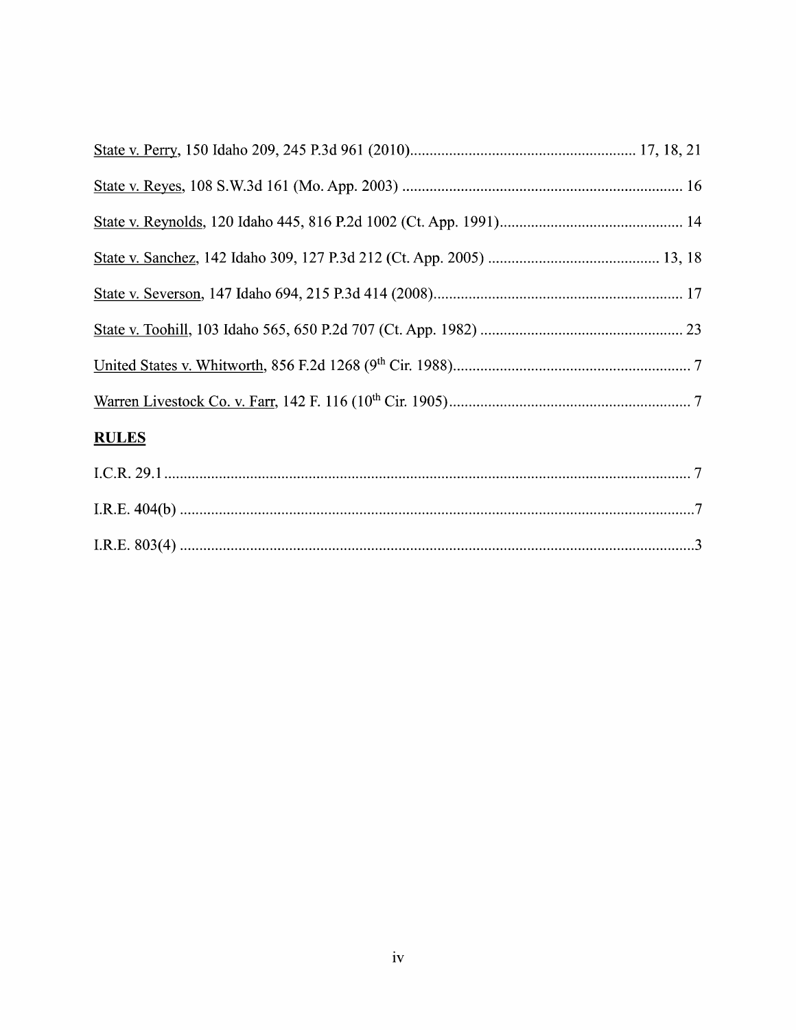State v. Perry, 150 Idaho 209, 245 P.3d 961 (2010).......................................................... 17, 18, 21

State v. Reyes, 108 S.W.3d 161 (Mo. App. 2003) ........................................................................ 16

State v. Reynolds, 120 Idaho 445, 816 P.2d 1002 (Ct. App. 1991)............................................... 14

State v. Sanchez, 142 Idaho 309, 127 P.3d 212 (Ct. App. 2005) ............................................ 13, 18

State v. Severson, 147 Idaho 694, 215 P.3d 414 (2008)................................................................ 17

State v. Toohill, 103 Idaho 565, 650 P.2d 707 (Ct. App. 1982) .................................................... 23

United States v. Whitworth, 856 F.2d 1268 (9th Cir. 1988)............................................................. 7

Warren Livestock Co. v. Farr, 142 F. 116 (10th Cir. 1905).............................................................. 7

## RULES

I.C.R. 29.1 ....................................................................................................................................... 7

I.R.E. 404(b) ....................................................................................................................................7

I.R.E. 803(4) ....................................................................................................................................3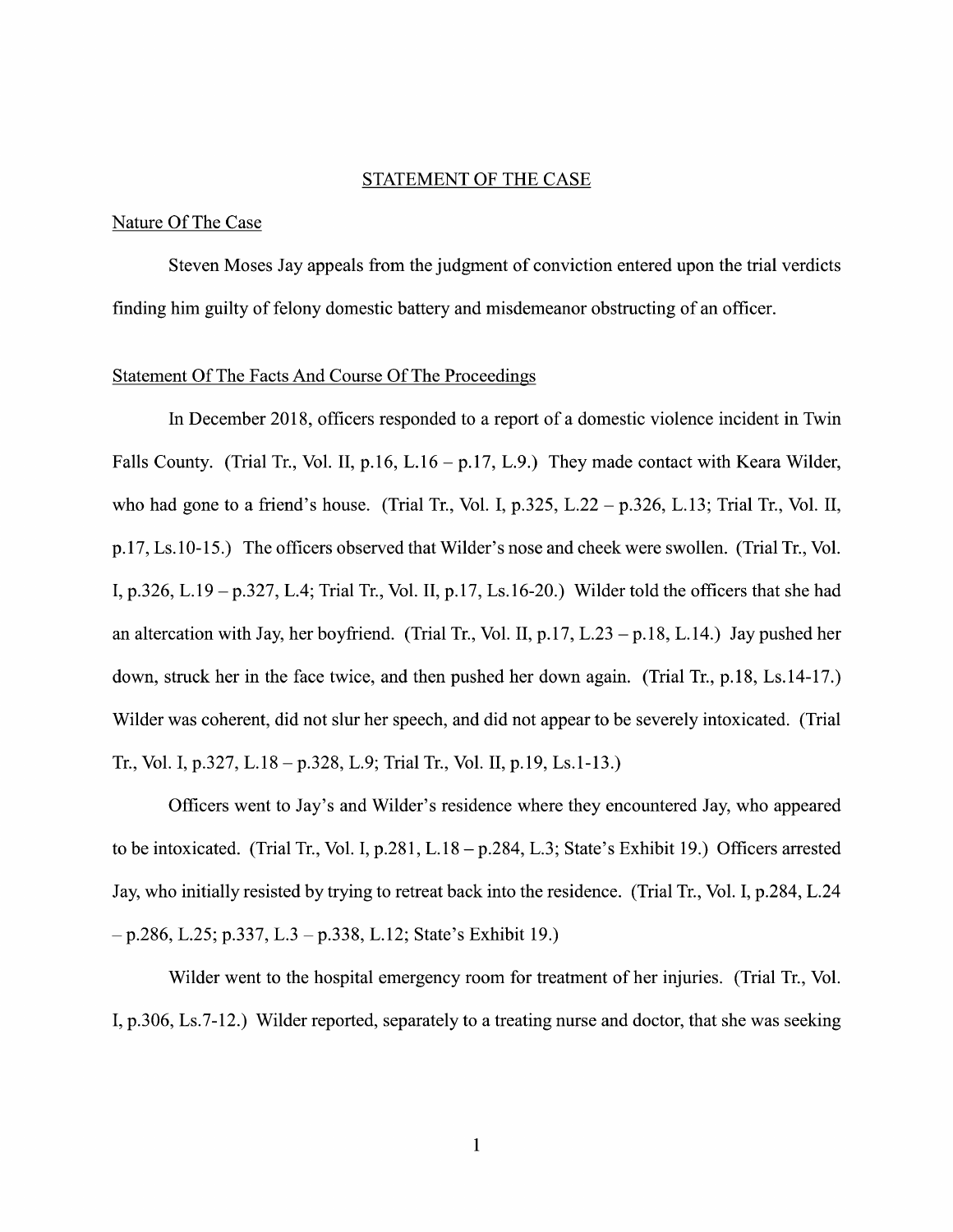## STATEMENT OF THE CASE

### Nature Of The Case

Steven Moses Jay appeals from the judgment of conviction entered upon the trial verdicts finding him guilty of felony domestic battery and misdemeanor obstructing of an officer.

### Statement Of The Facts And Course Of The Proceedings

In December 2018, officers responded to a report of a domestic violence incident in Twin Falls County. (Trial Tr., Vol. II, p.16, L.16 – p.17, L.9.) They made contact with Keara Wilder, who had gone to a friend's house. (Trial Tr., Vol. I, p.325, L.22 – p.326, L.13; Trial Tr., Vol. II, p.17, Ls.10-15.) The officers observed that Wilder's nose and cheek were swollen. (Trial Tr., Vol. I, p.326, L.19 – p.327, L.4; Trial Tr., Vol. II, p.17, Ls.16-20.) Wilder told the officers that she had an altercation with Jay, her boyfriend. (Trial Tr., Vol. II, p.17, L.23 – p.18, L.14.) Jay pushed her down, struck her in the face twice, and then pushed her down again. (Trial Tr., p.18, Ls.14-17.) Wilder was coherent, did not slur her speech, and did not appear to be severely intoxicated. (Trial Tr., Vol. I, p.327, L.18 – p.328, L.9; Trial Tr., Vol. II, p.19, Ls.1-13.)

Officers went to Jay's and Wilder's residence where they encountered Jay, who appeared to be intoxicated. (Trial Tr., Vol. I, p.281, L.18 – p.284, L.3; State's Exhibit 19.) Officers arrested Jay, who initially resisted by trying to retreat back into the residence. (Trial Tr., Vol. I, p.284, L.24 – p.286, L.25; p.337, L.3 – p.338, L.12; State's Exhibit 19.)

Wilder went to the hospital emergency room for treatment of her injuries. (Trial Tr., Vol. I, p.306, Ls.7-12.) Wilder reported, separately to a treating nurse and doctor, that she was seeking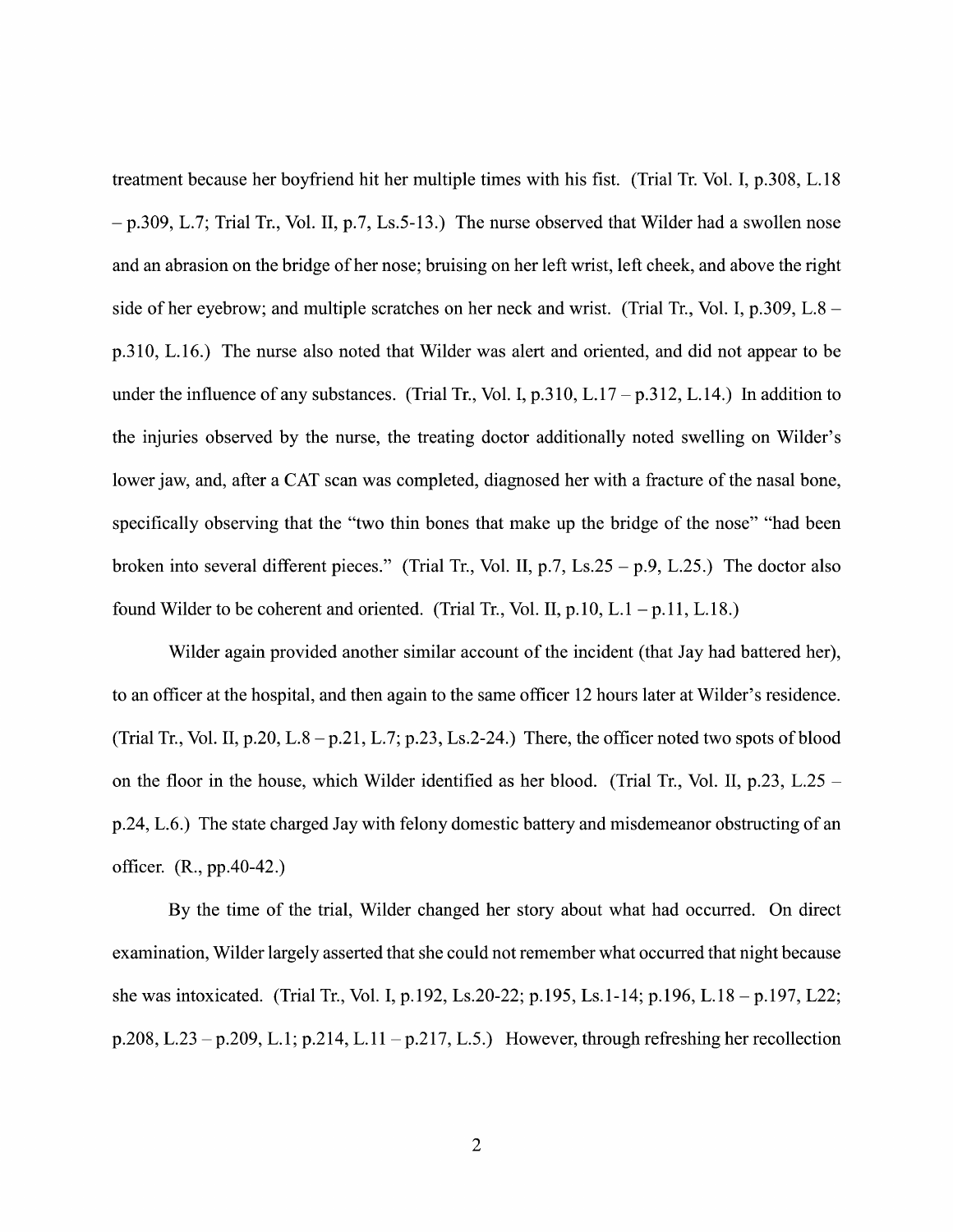treatment because her boyfriend hit her multiple times with his fist. (Trial Tr. Vol. I, p.308, L.18 – p.309, L.7; Trial Tr., Vol. II, p.7, Ls.5-13.) The nurse observed that Wilder had a swollen nose and an abrasion on the bridge of her nose; bruising on her left wrist, left cheek, and above the right side of her eyebrow; and multiple scratches on her neck and wrist. (Trial Tr., Vol. I, p.309, L.8 – p.310, L.16.) The nurse also noted that Wilder was alert and oriented, and did not appear to be under the influence of any substances. (Trial Tr., Vol. I, p.310, L.17 – p.312, L.14.) In addition to the injuries observed by the nurse, the treating doctor additionally noted swelling on Wilder's lower jaw, and, after a CAT scan was completed, diagnosed her with a fracture of the nasal bone, specifically observing that the "two thin bones that make up the bridge of the nose" "had been broken into several different pieces." (Trial Tr., Vol. II, p.7, Ls.25 – p.9, L.25.) The doctor also found Wilder to be coherent and oriented. (Trial Tr., Vol. II, p.10, L.1 – p.11, L.18.)

Wilder again provided another similar account of the incident (that Jay had battered her), to an officer at the hospital, and then again to the same officer 12 hours later at Wilder's residence. (Trial Tr., Vol. II, p.20, L.8 – p.21, L.7; p.23, Ls.2-24.) There, the officer noted two spots of blood on the floor in the house, which Wilder identified as her blood. (Trial Tr., Vol. II, p.23, L.25 – p.24, L.6.) The state charged Jay with felony domestic battery and misdemeanor obstructing of an officer. (R., pp.40-42.)

By the time of the trial, Wilder changed her story about what had occurred. On direct examination, Wilder largely asserted that she could not remember what occurred that night because she was intoxicated. (Trial Tr., Vol. I, p.192, Ls.20-22; p.195, Ls.1-14; p.196, L.18 – p.197, L22; p.208, L.23 – p.209, L.1; p.214, L.11 – p.217, L.5.) However, through refreshing her recollection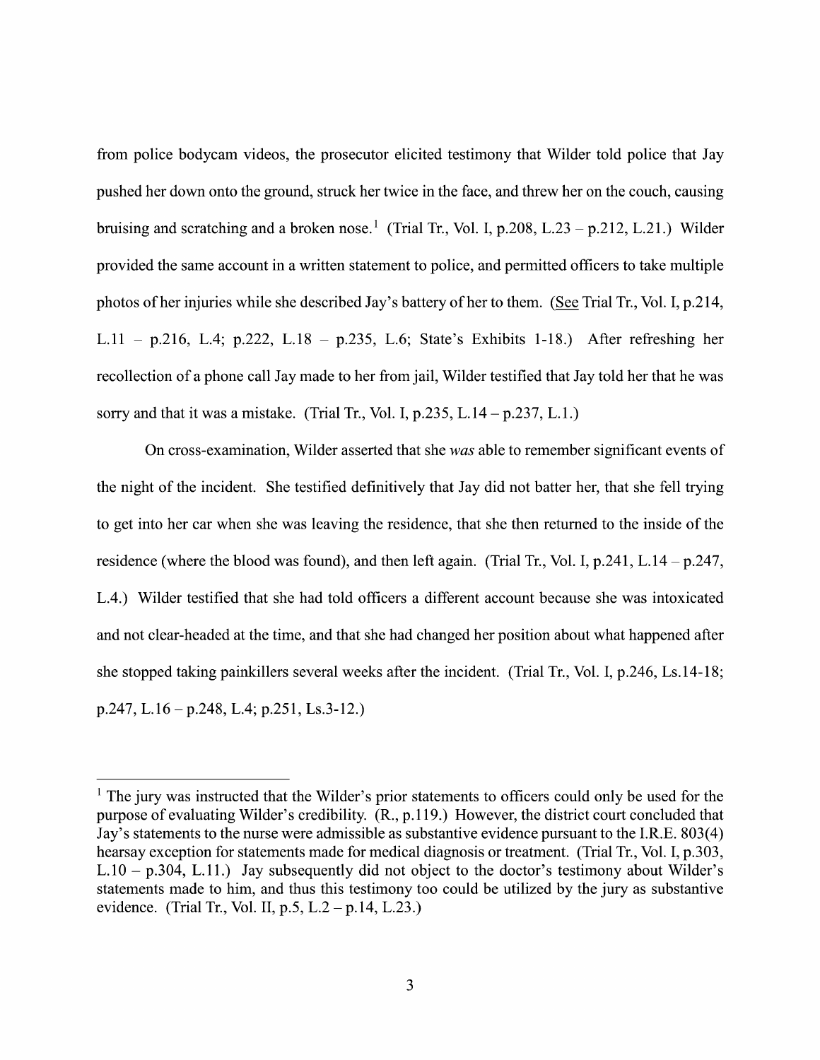from police bodycam videos, the prosecutor elicited testimony that Wilder told police that Jay pushed her down onto the ground, struck her twice in the face, and threw her on the couch, causing bruising and scratching and a broken nose.[1] (Trial Tr., Vol. I, p.208, L.23 – p.212, L.21.) Wilder provided the same account in a written statement to police, and permitted officers to take multiple photos of her injuries while she described Jay's battery of her to them. (See Trial Tr., Vol. I, p.214, L.11 – p.216, L.4; p.222, L.18 – p.235, L.6; State's Exhibits 1-18.) After refreshing her recollection of a phone call Jay made to her from jail, Wilder testified that Jay told her that he was sorry and that it was a mistake. (Trial Tr., Vol. I, p.235, L.14 – p.237, L.1.)

On cross-examination, Wilder asserted that she *was* able to remember significant events of the night of the incident. She testified definitively that Jay did not batter her, that she fell trying to get into her car when she was leaving the residence, that she then returned to the inside of the residence (where the blood was found), and then left again. (Trial Tr., Vol. I, p.241, L.14 – p.247, L.4.) Wilder testified that she had told officers a different account because she was intoxicated and not clear-headed at the time, and that she had changed her position about what happened after she stopped taking painkillers several weeks after the incident. (Trial Tr., Vol. I, p.246, Ls.14-18; p.247, L.16 – p.248, L.4; p.251, Ls.3-12.)

---

[1] The jury was instructed that the Wilder's prior statements to officers could only be used for the purpose of evaluating Wilder's credibility. (R., p.119.) However, the district court concluded that Jay's statements to the nurse were admissible as substantive evidence pursuant to the I.R.E. 803(4) hearsay exception for statements made for medical diagnosis or treatment. (Trial Tr., Vol. I, p.303, L.10 – p.304, L.11.) Jay subsequently did not object to the doctor's testimony about Wilder's statements made to him, and thus this testimony too could be utilized by the jury as substantive evidence. (Trial Tr., Vol. II, p.5, L.2 – p.14, L.23.)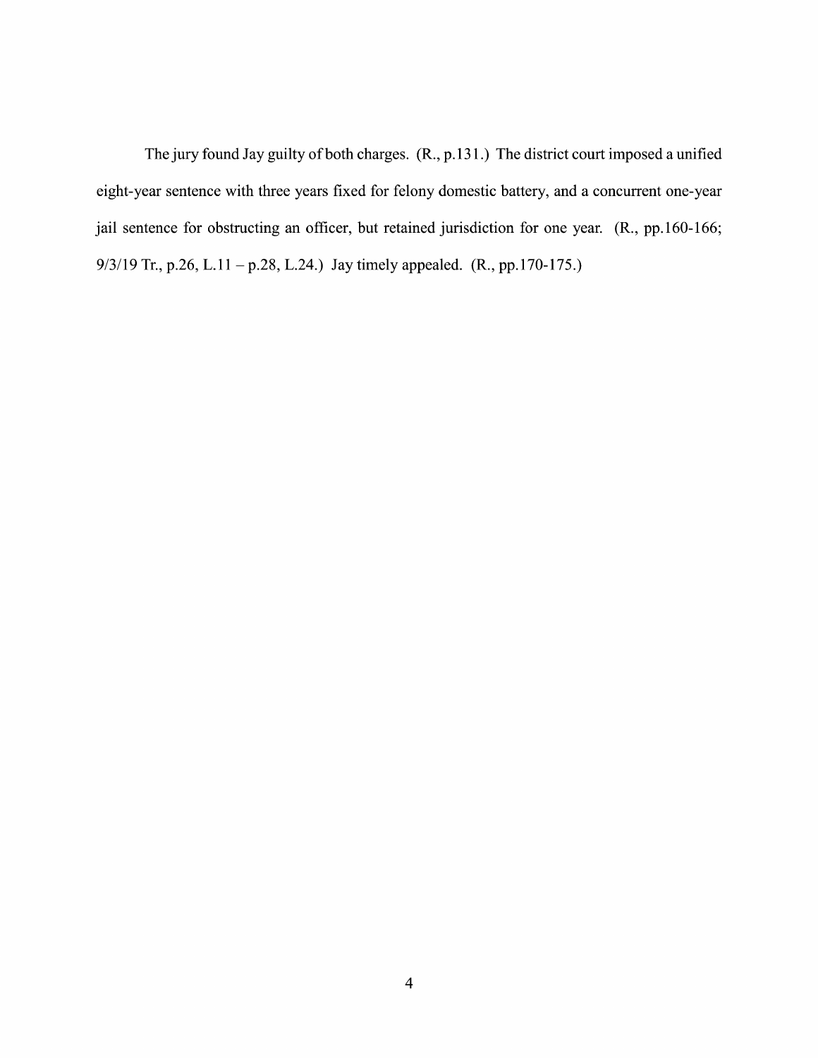The jury found Jay guilty of both charges. (R., p.131.) The district court imposed a unified eight-year sentence with three years fixed for felony domestic battery, and a concurrent one-year jail sentence for obstructing an officer, but retained jurisdiction for one year. (R., pp.160-166; 9/3/19 Tr., p.26, L.11 – p.28, L.24.) Jay timely appealed. (R., pp.170-175.)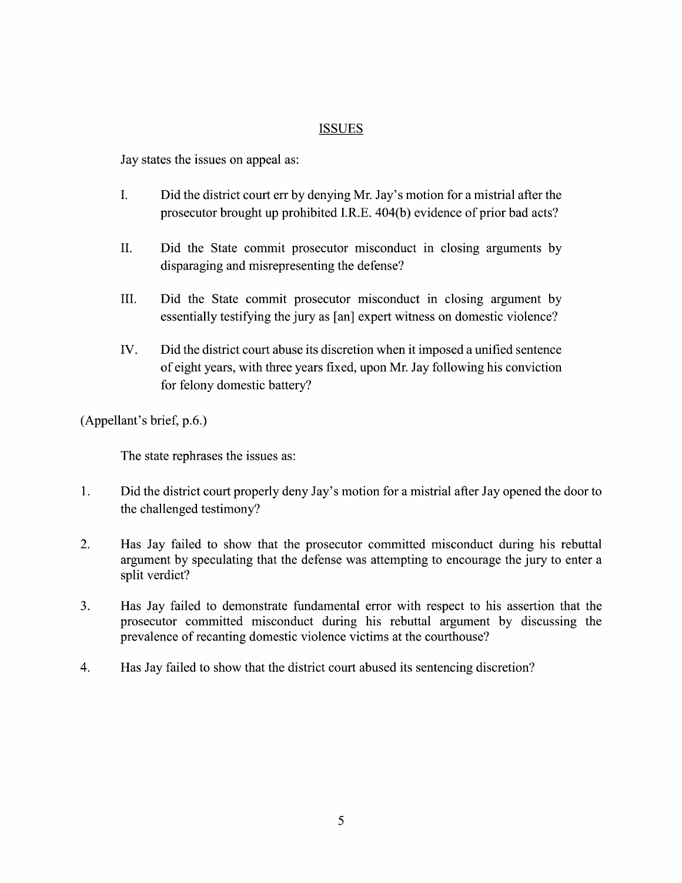## ISSUES

Jay states the issues on appeal as:

I. Did the district court err by denying Mr. Jay's motion for a mistrial after the prosecutor brought up prohibited I.R.E. 404(b) evidence of prior bad acts?

II. Did the State commit prosecutor misconduct in closing arguments by disparaging and misrepresenting the defense?

III. Did the State commit prosecutor misconduct in closing argument by essentially testifying the jury as [an] expert witness on domestic violence?

IV. Did the district court abuse its discretion when it imposed a unified sentence of eight years, with three years fixed, upon Mr. Jay following his conviction for felony domestic battery?

(Appellant's brief, p.6.)

The state rephrases the issues as:

1. Did the district court properly deny Jay's motion for a mistrial after Jay opened the door to the challenged testimony?

2. Has Jay failed to show that the prosecutor committed misconduct during his rebuttal argument by speculating that the defense was attempting to encourage the jury to enter a split verdict?

3. Has Jay failed to demonstrate fundamental error with respect to his assertion that the prosecutor committed misconduct during his rebuttal argument by discussing the prevalence of recanting domestic violence victims at the courthouse?

4. Has Jay failed to show that the district court abused its sentencing discretion?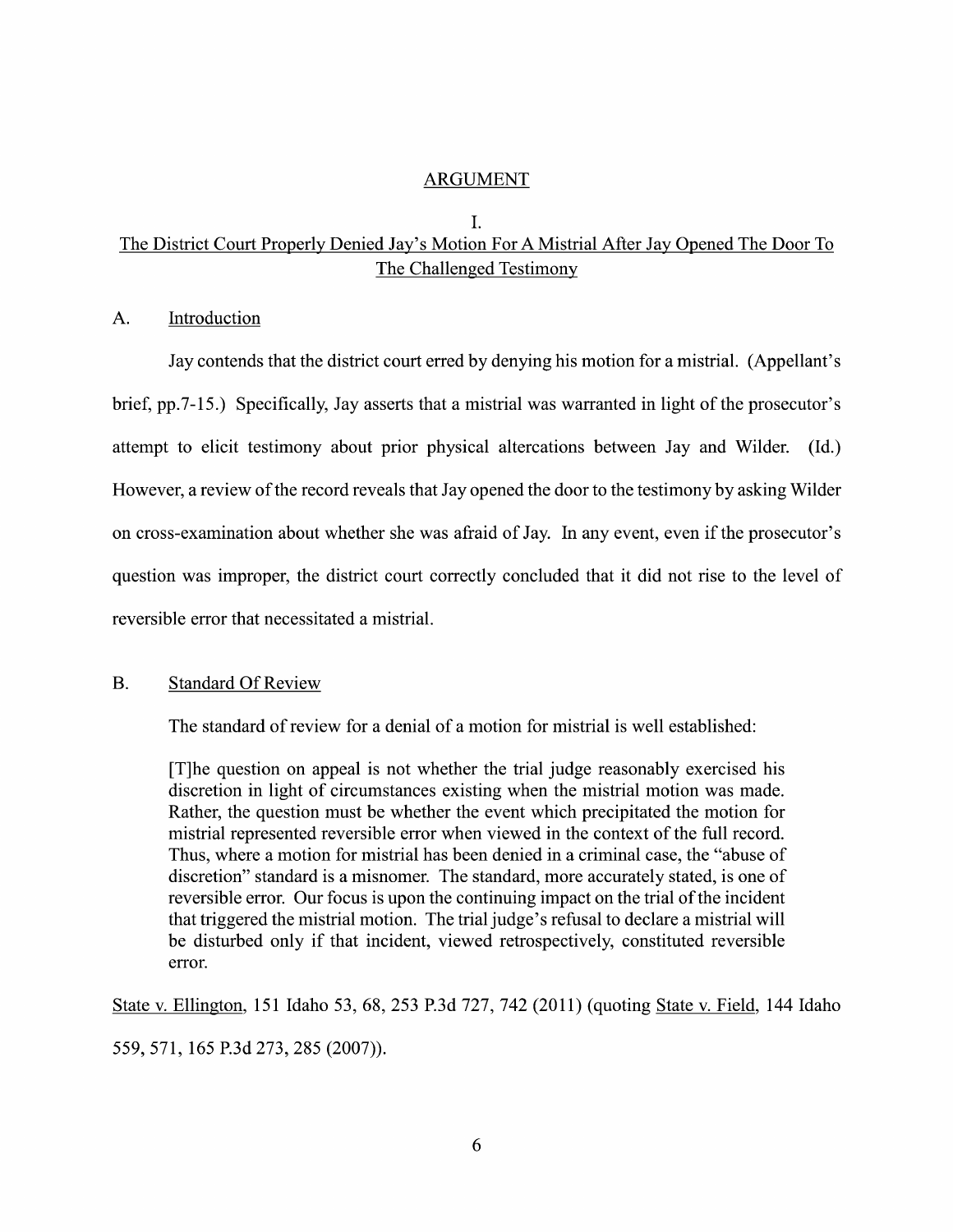## ARGUMENT

### I.

### <u>The District Court Properly Denied Jay's Motion For A Mistrial After Jay Opened The Door To The Challenged Testimony</u>

#### A. <u>Introduction</u>

Jay contends that the district court erred by denying his motion for a mistrial. (Appellant's brief, pp.7-15.) Specifically, Jay asserts that a mistrial was warranted in light of the prosecutor's attempt to elicit testimony about prior physical altercations between Jay and Wilder. (Id.) However, a review of the record reveals that Jay opened the door to the testimony by asking Wilder on cross-examination about whether she was afraid of Jay. In any event, even if the prosecutor's question was improper, the district court correctly concluded that it did not rise to the level of reversible error that necessitated a mistrial.

#### B. <u>Standard Of Review</u>

The standard of review for a denial of a motion for mistrial is well established:

> [T]he question on appeal is not whether the trial judge reasonably exercised his discretion in light of circumstances existing when the mistrial motion was made. Rather, the question must be whether the event which precipitated the motion for mistrial represented reversible error when viewed in the context of the full record. Thus, where a motion for mistrial has been denied in a criminal case, the "abuse of discretion" standard is a misnomer. The standard, more accurately stated, is one of reversible error. Our focus is upon the continuing impact on the trial of the incident that triggered the mistrial motion. The trial judge's refusal to declare a mistrial will be disturbed only if that incident, viewed retrospectively, constituted reversible error.

<u>State v. Ellington</u>, 151 Idaho 53, 68, 253 P.3d 727, 742 (2011) (quoting <u>State v. Field</u>, 144 Idaho 559, 571, 165 P.3d 273, 285 (2007)).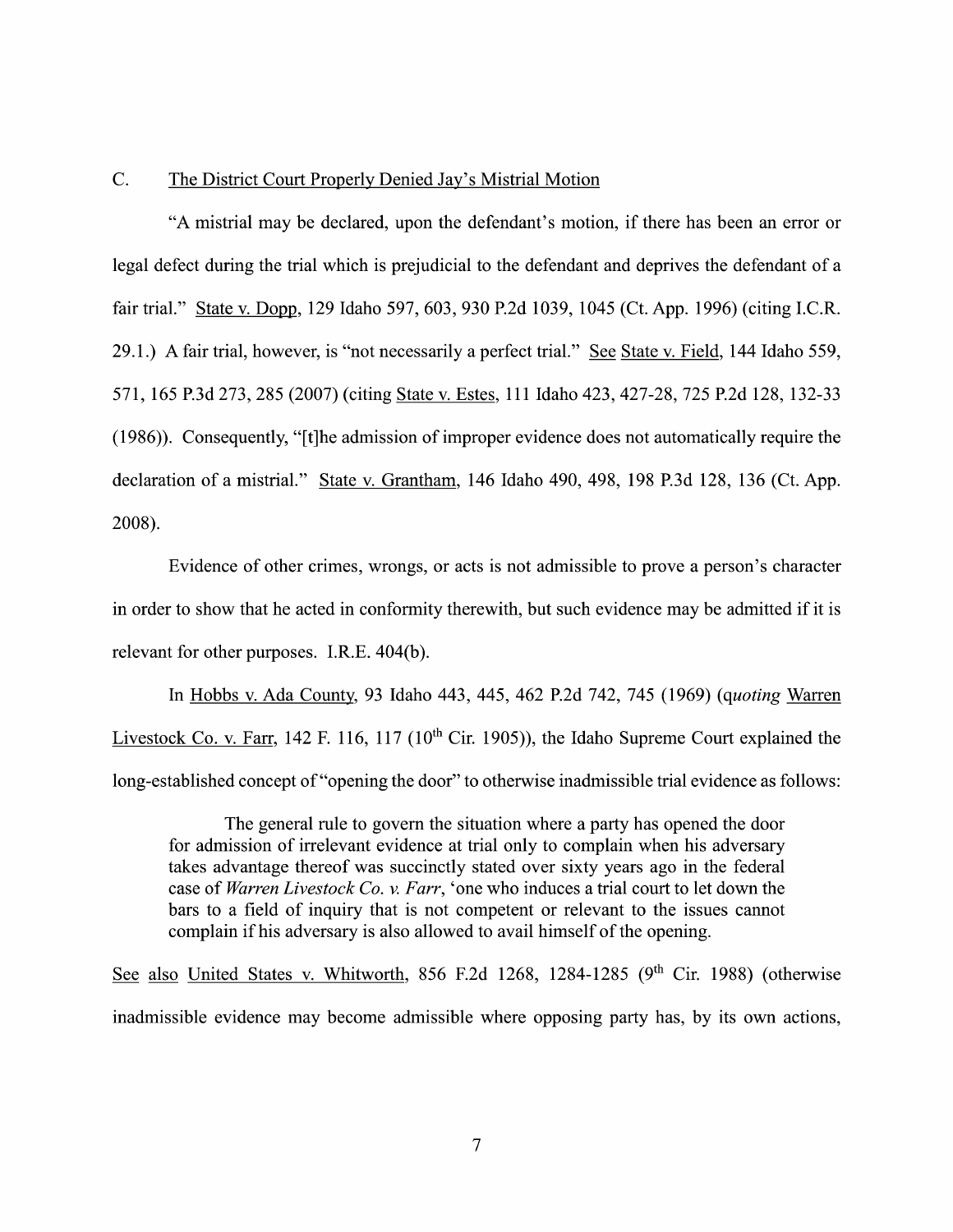## C. The District Court Properly Denied Jay's Mistrial Motion

"A mistrial may be declared, upon the defendant's motion, if there has been an error or legal defect during the trial which is prejudicial to the defendant and deprives the defendant of a fair trial." State v. Dopp, 129 Idaho 597, 603, 930 P.2d 1039, 1045 (Ct. App. 1996) (citing I.C.R. 29.1.) A fair trial, however, is "not necessarily a perfect trial." See State v. Field, 144 Idaho 559, 571, 165 P.3d 273, 285 (2007) (citing State v. Estes, 111 Idaho 423, 427-28, 725 P.2d 128, 132-33 (1986)). Consequently, "[t]he admission of improper evidence does not automatically require the declaration of a mistrial." State v. Grantham, 146 Idaho 490, 498, 198 P.3d 128, 136 (Ct. App. 2008).

Evidence of other crimes, wrongs, or acts is not admissible to prove a person's character in order to show that he acted in conformity therewith, but such evidence may be admitted if it is relevant for other purposes. I.R.E. 404(b).

In Hobbs v. Ada County, 93 Idaho 443, 445, 462 P.2d 742, 745 (1969) (*quoting* Warren Livestock Co. v. Farr, 142 F. 116, 117 (10th Cir. 1905)), the Idaho Supreme Court explained the long-established concept of "opening the door" to otherwise inadmissible trial evidence as follows:

> The general rule to govern the situation where a party has opened the door for admission of irrelevant evidence at trial only to complain when his adversary takes advantage thereof was succinctly stated over sixty years ago in the federal case of *Warren Livestock Co. v. Farr*, 'one who induces a trial court to let down the bars to a field of inquiry that is not competent or relevant to the issues cannot complain if his adversary is also allowed to avail himself of the opening.

See also United States v. Whitworth, 856 F.2d 1268, 1284-1285 (9th Cir. 1988) (otherwise inadmissible evidence may become admissible where opposing party has, by its own actions,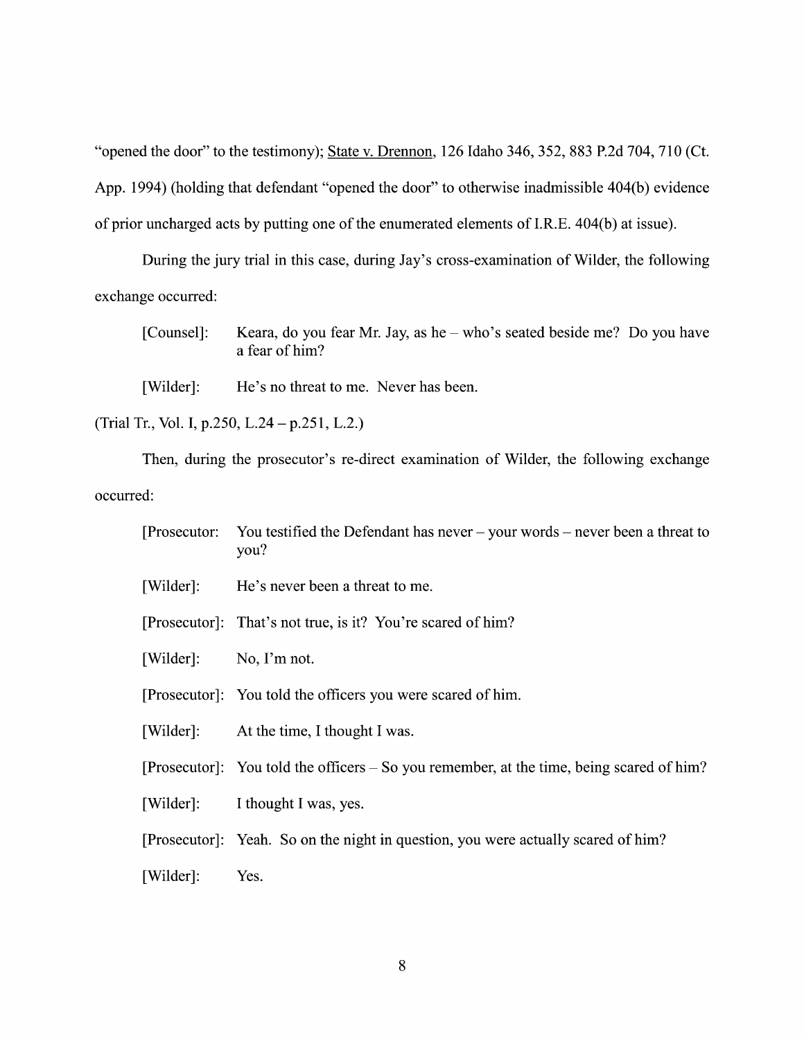"opened the door" to the testimony); State v. Drennon, 126 Idaho 346, 352, 883 P.2d 704, 710 (Ct. App. 1994) (holding that defendant "opened the door" to otherwise inadmissible 404(b) evidence of prior uncharged acts by putting one of the enumerated elements of I.R.E. 404(b) at issue).

During the jury trial in this case, during Jay's cross-examination of Wilder, the following exchange occurred:

> [Counsel]: Keara, do you fear Mr. Jay, as he – who's seated beside me? Do you have a fear of him?
>
> [Wilder]: He's no threat to me. Never has been.

(Trial Tr., Vol. I, p.250, L.24 – p.251, L.2.)

Then, during the prosecutor's re-direct examination of Wilder, the following exchange occurred:

> [Prosecutor: You testified the Defendant has never – your words – never been a threat to you?
>
> [Wilder]: He's never been a threat to me.
>
> [Prosecutor]: That's not true, is it? You're scared of him?
>
> [Wilder]: No, I'm not.
>
> [Prosecutor]: You told the officers you were scared of him.
>
> [Wilder]: At the time, I thought I was.
>
> [Prosecutor]: You told the officers – So you remember, at the time, being scared of him?
>
> [Wilder]: I thought I was, yes.
>
> [Prosecutor]: Yeah. So on the night in question, you were actually scared of him?
>
> [Wilder]: Yes.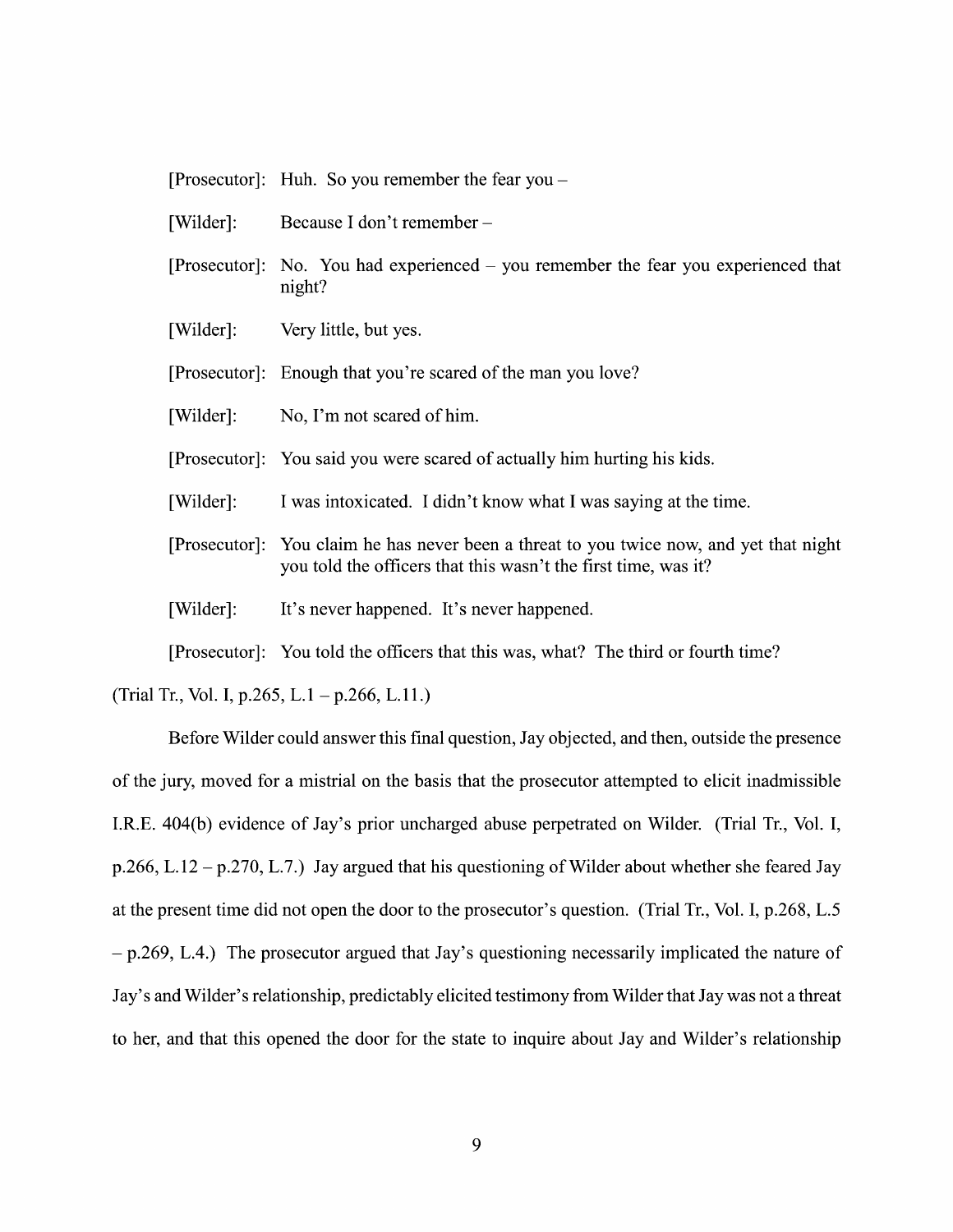[Prosecutor]: Huh. So you remember the fear you –

[Wilder]: Because I don't remember –

[Prosecutor]: No. You had experienced – you remember the fear you experienced that night?

[Wilder]: Very little, but yes.

[Prosecutor]: Enough that you're scared of the man you love?

[Wilder]: No, I'm not scared of him.

[Prosecutor]: You said you were scared of actually him hurting his kids.

[Wilder]: I was intoxicated. I didn't know what I was saying at the time.

[Prosecutor]: You claim he has never been a threat to you twice now, and yet that night you told the officers that this wasn't the first time, was it?

[Wilder]: It's never happened. It's never happened.

[Prosecutor]: You told the officers that this was, what? The third or fourth time?

(Trial Tr., Vol. I, p.265, L.1 – p.266, L.11.)

Before Wilder could answer this final question, Jay objected, and then, outside the presence of the jury, moved for a mistrial on the basis that the prosecutor attempted to elicit inadmissible I.R.E. 404(b) evidence of Jay's prior uncharged abuse perpetrated on Wilder. (Trial Tr., Vol. I, p.266, L.12 – p.270, L.7.) Jay argued that his questioning of Wilder about whether she feared Jay at the present time did not open the door to the prosecutor's question. (Trial Tr., Vol. I, p.268, L.5 – p.269, L.4.) The prosecutor argued that Jay's questioning necessarily implicated the nature of Jay's and Wilder's relationship, predictably elicited testimony from Wilder that Jay was not a threat to her, and that this opened the door for the state to inquire about Jay and Wilder's relationship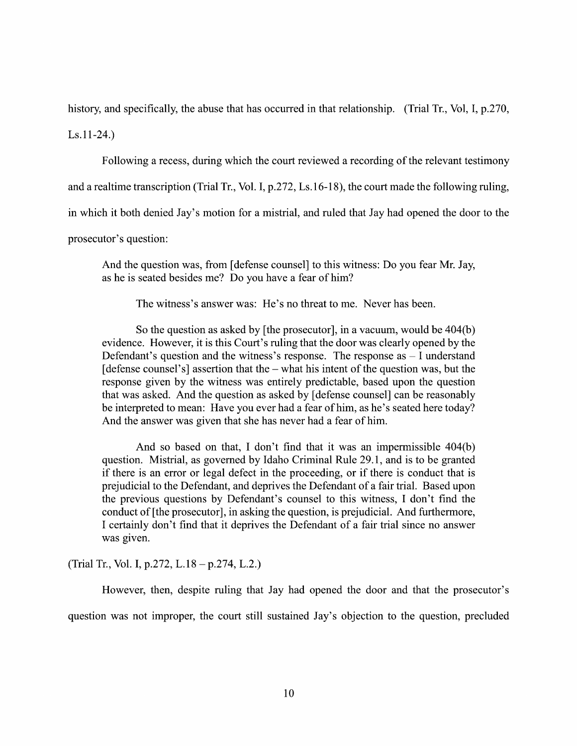history, and specifically, the abuse that has occurred in that relationship. (Trial Tr., Vol, I, p.270, Ls.11-24.)

Following a recess, during which the court reviewed a recording of the relevant testimony and a realtime transcription (Trial Tr., Vol. I, p.272, Ls.16-18), the court made the following ruling, in which it both denied Jay's motion for a mistrial, and ruled that Jay had opened the door to the prosecutor's question:

> And the question was, from [defense counsel] to this witness: Do you fear Mr. Jay, as he is seated besides me? Do you have a fear of him?
>
> The witness's answer was: He's no threat to me. Never has been.
>
> So the question as asked by [the prosecutor], in a vacuum, would be 404(b) evidence. However, it is this Court's ruling that the door was clearly opened by the Defendant's question and the witness's response. The response as – I understand [defense counsel's] assertion that the – what his intent of the question was, but the response given by the witness was entirely predictable, based upon the question that was asked. And the question as asked by [defense counsel] can be reasonably be interpreted to mean: Have you ever had a fear of him, as he's seated here today? And the answer was given that she has never had a fear of him.
>
> And so based on that, I don't find that it was an impermissible 404(b) question. Mistrial, as governed by Idaho Criminal Rule 29.1, and is to be granted if there is an error or legal defect in the proceeding, or if there is conduct that is prejudicial to the Defendant, and deprives the Defendant of a fair trial. Based upon the previous questions by Defendant's counsel to this witness, I don't find the conduct of [the prosecutor], in asking the question, is prejudicial. And furthermore, I certainly don't find that it deprives the Defendant of a fair trial since no answer was given.

(Trial Tr., Vol. I, p.272, L.18 – p.274, L.2.)

However, then, despite ruling that Jay had opened the door and that the prosecutor's question was not improper, the court still sustained Jay's objection to the question, precluded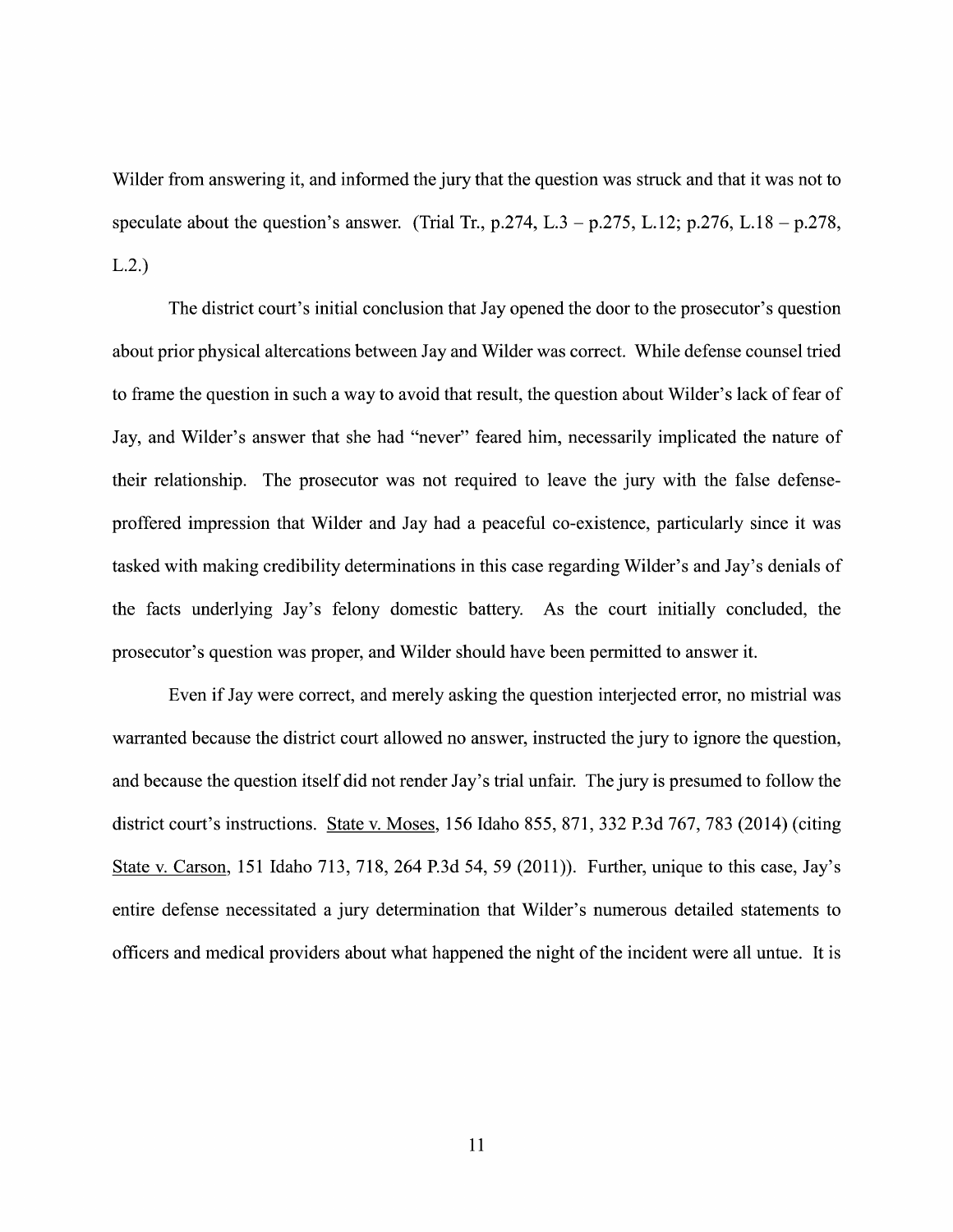Wilder from answering it, and informed the jury that the question was struck and that it was not to speculate about the question's answer. (Trial Tr., p.274, L.3 – p.275, L.12; p.276, L.18 – p.278, L.2.)

The district court's initial conclusion that Jay opened the door to the prosecutor's question about prior physical altercations between Jay and Wilder was correct. While defense counsel tried to frame the question in such a way to avoid that result, the question about Wilder's lack of fear of Jay, and Wilder's answer that she had "never" feared him, necessarily implicated the nature of their relationship. The prosecutor was not required to leave the jury with the false defense-proffered impression that Wilder and Jay had a peaceful co-existence, particularly since it was tasked with making credibility determinations in this case regarding Wilder's and Jay's denials of the facts underlying Jay's felony domestic battery. As the court initially concluded, the prosecutor's question was proper, and Wilder should have been permitted to answer it.

Even if Jay were correct, and merely asking the question interjected error, no mistrial was warranted because the district court allowed no answer, instructed the jury to ignore the question, and because the question itself did not render Jay's trial unfair. The jury is presumed to follow the district court's instructions. State v. Moses, 156 Idaho 855, 871, 332 P.3d 767, 783 (2014) (citing State v. Carson, 151 Idaho 713, 718, 264 P.3d 54, 59 (2011)). Further, unique to this case, Jay's entire defense necessitated a jury determination that Wilder's numerous detailed statements to officers and medical providers about what happened the night of the incident were all untue. It is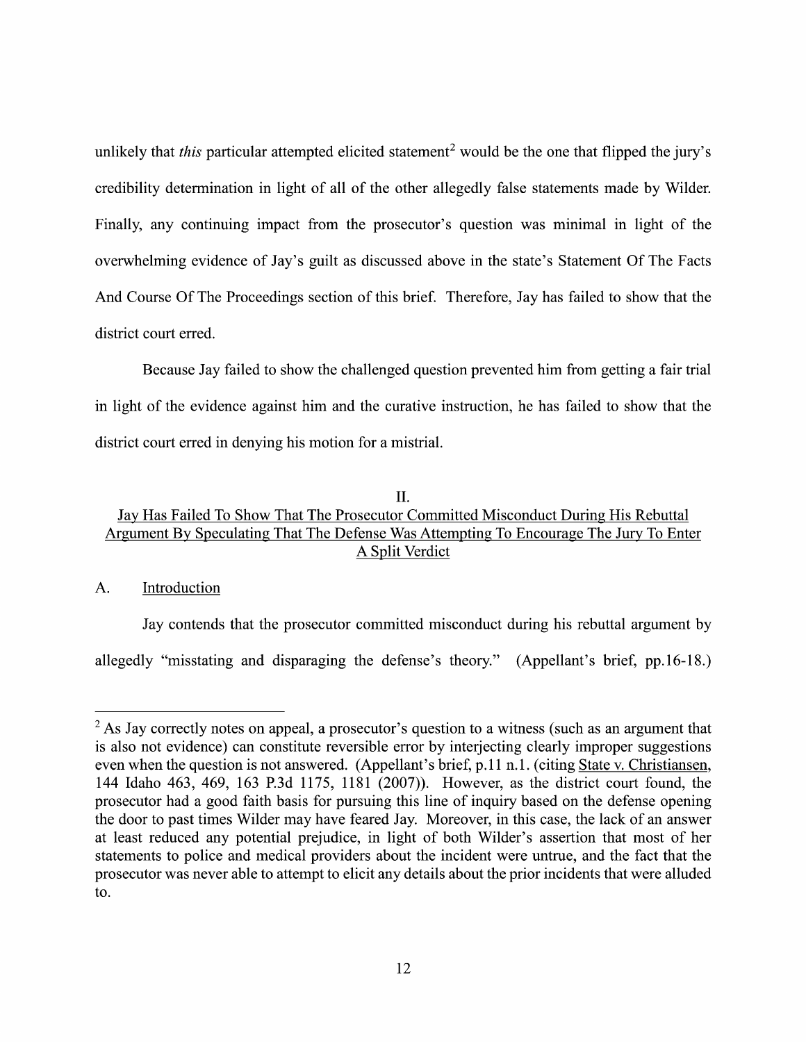unlikely that *this* particular attempted elicited statement[2] would be the one that flipped the jury's credibility determination in light of all of the other allegedly false statements made by Wilder. Finally, any continuing impact from the prosecutor's question was minimal in light of the overwhelming evidence of Jay's guilt as discussed above in the state's Statement Of The Facts And Course Of The Proceedings section of this brief. Therefore, Jay has failed to show that the district court erred.

Because Jay failed to show the challenged question prevented him from getting a fair trial in light of the evidence against him and the curative instruction, he has failed to show that the district court erred in denying his motion for a mistrial.

## II.
## Jay Has Failed To Show That The Prosecutor Committed Misconduct During His Rebuttal Argument By Speculating That The Defense Was Attempting To Encourage The Jury To Enter A Split Verdict

### A. Introduction

Jay contends that the prosecutor committed misconduct during his rebuttal argument by allegedly "misstating and disparaging the defense's theory." (Appellant's brief, pp.16-18.)

---

[2] As Jay correctly notes on appeal, a prosecutor's question to a witness (such as an argument that is also not evidence) can constitute reversible error by interjecting clearly improper suggestions even when the question is not answered. (Appellant's brief, p.11 n.1. (citing State v. Christiansen, 144 Idaho 463, 469, 163 P.3d 1175, 1181 (2007)). However, as the district court found, the prosecutor had a good faith basis for pursuing this line of inquiry based on the defense opening the door to past times Wilder may have feared Jay. Moreover, in this case, the lack of an answer at least reduced any potential prejudice, in light of both Wilder's assertion that most of her statements to police and medical providers about the incident were untrue, and the fact that the prosecutor was never able to attempt to elicit any details about the prior incidents that were alluded to.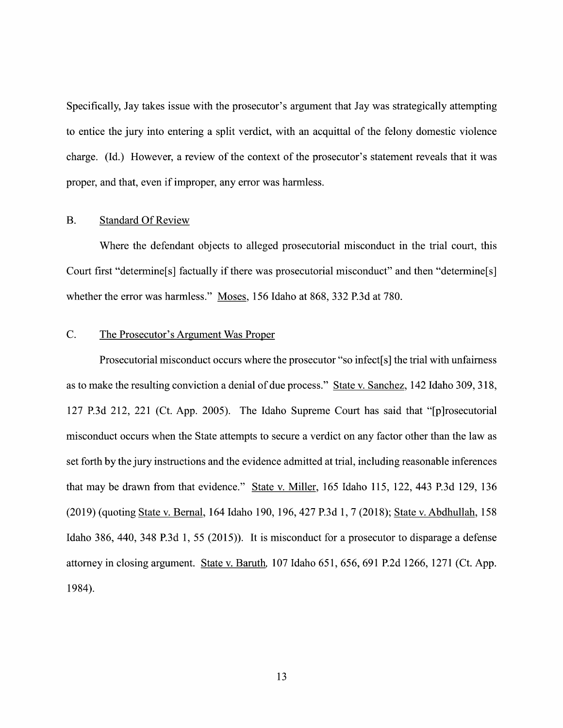Specifically, Jay takes issue with the prosecutor's argument that Jay was strategically attempting to entice the jury into entering a split verdict, with an acquittal of the felony domestic violence charge. (Id.) However, a review of the context of the prosecutor's statement reveals that it was proper, and that, even if improper, any error was harmless.

### B. Standard Of Review

Where the defendant objects to alleged prosecutorial misconduct in the trial court, this Court first "determine[s] factually if there was prosecutorial misconduct" and then "determine[s] whether the error was harmless." Moses, 156 Idaho at 868, 332 P.3d at 780.

### C. The Prosecutor's Argument Was Proper

Prosecutorial misconduct occurs where the prosecutor "so infect[s] the trial with unfairness as to make the resulting conviction a denial of due process." State v. Sanchez, 142 Idaho 309, 318, 127 P.3d 212, 221 (Ct. App. 2005). The Idaho Supreme Court has said that "[p]rosecutorial misconduct occurs when the State attempts to secure a verdict on any factor other than the law as set forth by the jury instructions and the evidence admitted at trial, including reasonable inferences that may be drawn from that evidence." State v. Miller, 165 Idaho 115, 122, 443 P.3d 129, 136 (2019) (quoting State v. Bernal, 164 Idaho 190, 196, 427 P.3d 1, 7 (2018); State v. Abdhullah, 158 Idaho 386, 440, 348 P.3d 1, 55 (2015)). It is misconduct for a prosecutor to disparage a defense attorney in closing argument. State v. Baruth, 107 Idaho 651, 656, 691 P.2d 1266, 1271 (Ct. App. 1984).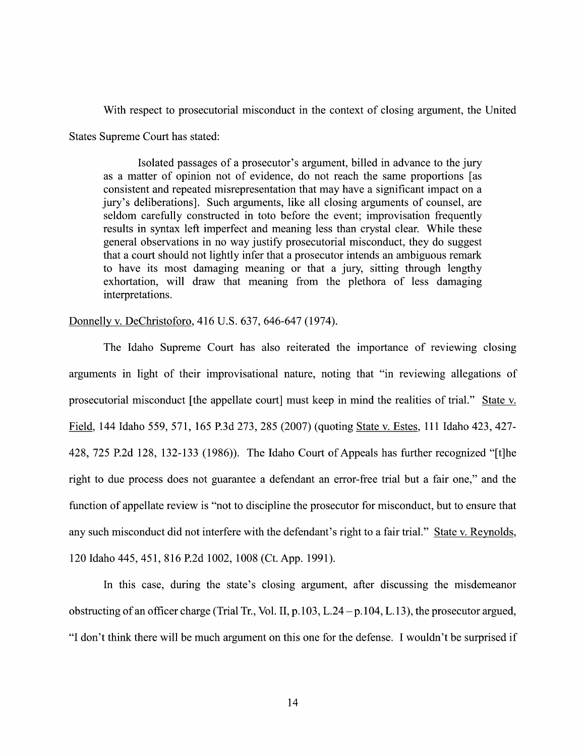With respect to prosecutorial misconduct in the context of closing argument, the United States Supreme Court has stated:

> Isolated passages of a prosecutor's argument, billed in advance to the jury as a matter of opinion not of evidence, do not reach the same proportions [as consistent and repeated misrepresentation that may have a significant impact on a jury's deliberations]. Such arguments, like all closing arguments of counsel, are seldom carefully constructed in toto before the event; improvisation frequently results in syntax left imperfect and meaning less than crystal clear. While these general observations in no way justify prosecutorial misconduct, they do suggest that a court should not lightly infer that a prosecutor intends an ambiguous remark to have its most damaging meaning or that a jury, sitting through lengthy exhortation, will draw that meaning from the plethora of less damaging interpretations.

Donnelly v. DeChristoforo, 416 U.S. 637, 646-647 (1974).

The Idaho Supreme Court has also reiterated the importance of reviewing closing arguments in light of their improvisational nature, noting that "in reviewing allegations of prosecutorial misconduct [the appellate court] must keep in mind the realities of trial." State v. Field, 144 Idaho 559, 571, 165 P.3d 273, 285 (2007) (quoting State v. Estes, 111 Idaho 423, 427-428, 725 P.2d 128, 132-133 (1986)). The Idaho Court of Appeals has further recognized "[t]he right to due process does not guarantee a defendant an error-free trial but a fair one," and the function of appellate review is "not to discipline the prosecutor for misconduct, but to ensure that any such misconduct did not interfere with the defendant's right to a fair trial." State v. Reynolds, 120 Idaho 445, 451, 816 P.2d 1002, 1008 (Ct. App. 1991).

In this case, during the state's closing argument, after discussing the misdemeanor obstructing of an officer charge (Trial Tr., Vol. II, p.103, L.24 – p.104, L.13), the prosecutor argued, "I don't think there will be much argument on this one for the defense. I wouldn't be surprised if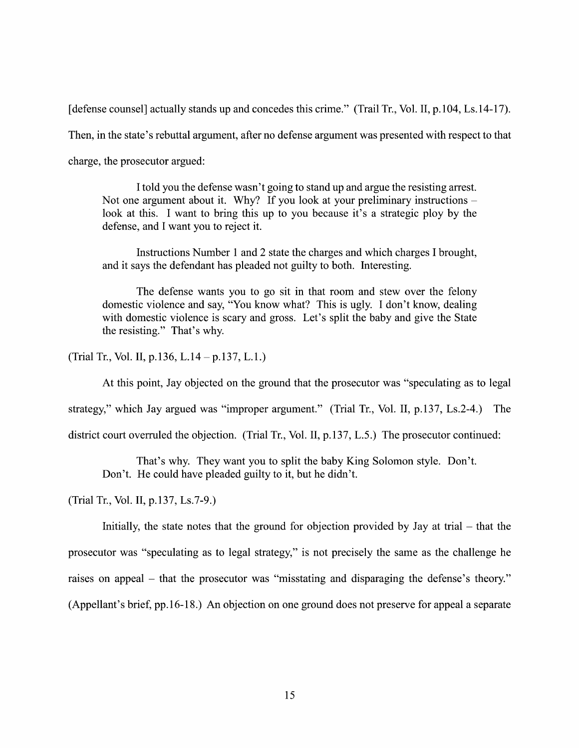[defense counsel] actually stands up and concedes this crime." (Trail Tr., Vol. II, p.104, Ls.14-17). Then, in the state's rebuttal argument, after no defense argument was presented with respect to that charge, the prosecutor argued:

> I told you the defense wasn't going to stand up and argue the resisting arrest. Not one argument about it. Why? If you look at your preliminary instructions – look at this. I want to bring this up to you because it's a strategic ploy by the defense, and I want you to reject it.
>
> Instructions Number 1 and 2 state the charges and which charges I brought, and it says the defendant has pleaded not guilty to both. Interesting.
>
> The defense wants you to go sit in that room and stew over the felony domestic violence and say, "You know what? This is ugly. I don't know, dealing with domestic violence is scary and gross. Let's split the baby and give the State the resisting." That's why.

(Trial Tr., Vol. II, p.136, L.14 – p.137, L.1.)

At this point, Jay objected on the ground that the prosecutor was "speculating as to legal strategy," which Jay argued was "improper argument." (Trial Tr., Vol. II, p.137, Ls.2-4.) The district court overruled the objection. (Trial Tr., Vol. II, p.137, L.5.) The prosecutor continued:

> That's why. They want you to split the baby King Solomon style. Don't. Don't. He could have pleaded guilty to it, but he didn't.

(Trial Tr., Vol. II, p.137, Ls.7-9.)

Initially, the state notes that the ground for objection provided by Jay at trial – that the prosecutor was "speculating as to legal strategy," is not precisely the same as the challenge he raises on appeal – that the prosecutor was "misstating and disparaging the defense's theory." (Appellant's brief, pp.16-18.) An objection on one ground does not preserve for appeal a separate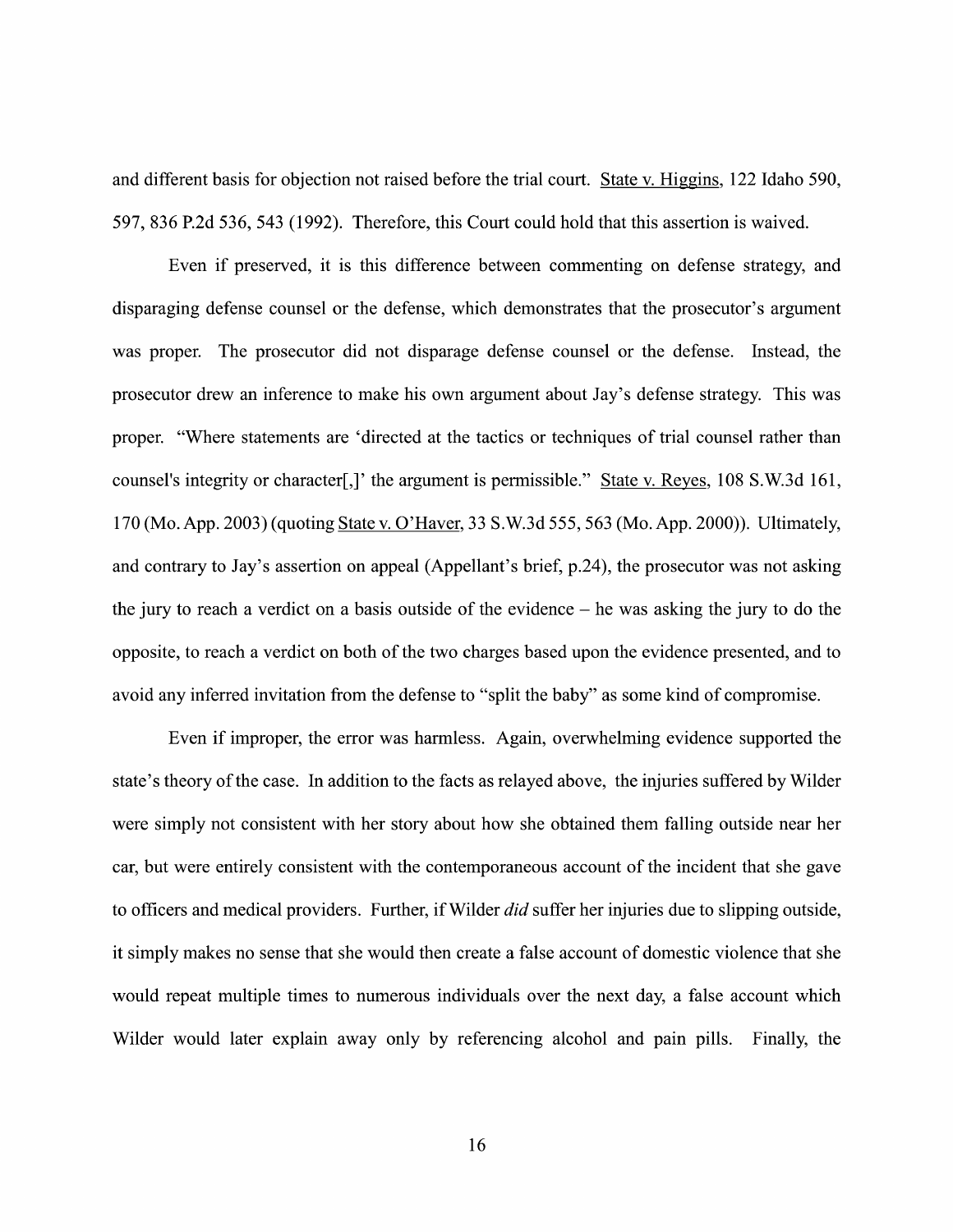and different basis for objection not raised before the trial court. State v. Higgins, 122 Idaho 590, 597, 836 P.2d 536, 543 (1992). Therefore, this Court could hold that this assertion is waived.

Even if preserved, it is this difference between commenting on defense strategy, and disparaging defense counsel or the defense, which demonstrates that the prosecutor's argument was proper. The prosecutor did not disparage defense counsel or the defense. Instead, the prosecutor drew an inference to make his own argument about Jay's defense strategy. This was proper. "Where statements are 'directed at the tactics or techniques of trial counsel rather than counsel's integrity or character[,]' the argument is permissible." State v. Reyes, 108 S.W.3d 161, 170 (Mo. App. 2003) (quoting State v. O'Haver, 33 S.W.3d 555, 563 (Mo. App. 2000)). Ultimately, and contrary to Jay's assertion on appeal (Appellant's brief, p.24), the prosecutor was not asking the jury to reach a verdict on a basis outside of the evidence – he was asking the jury to do the opposite, to reach a verdict on both of the two charges based upon the evidence presented, and to avoid any inferred invitation from the defense to "split the baby" as some kind of compromise.

Even if improper, the error was harmless. Again, overwhelming evidence supported the state's theory of the case. In addition to the facts as relayed above, the injuries suffered by Wilder were simply not consistent with her story about how she obtained them falling outside near her car, but were entirely consistent with the contemporaneous account of the incident that she gave to officers and medical providers. Further, if Wilder *did* suffer her injuries due to slipping outside, it simply makes no sense that she would then create a false account of domestic violence that she would repeat multiple times to numerous individuals over the next day, a false account which Wilder would later explain away only by referencing alcohol and pain pills. Finally, the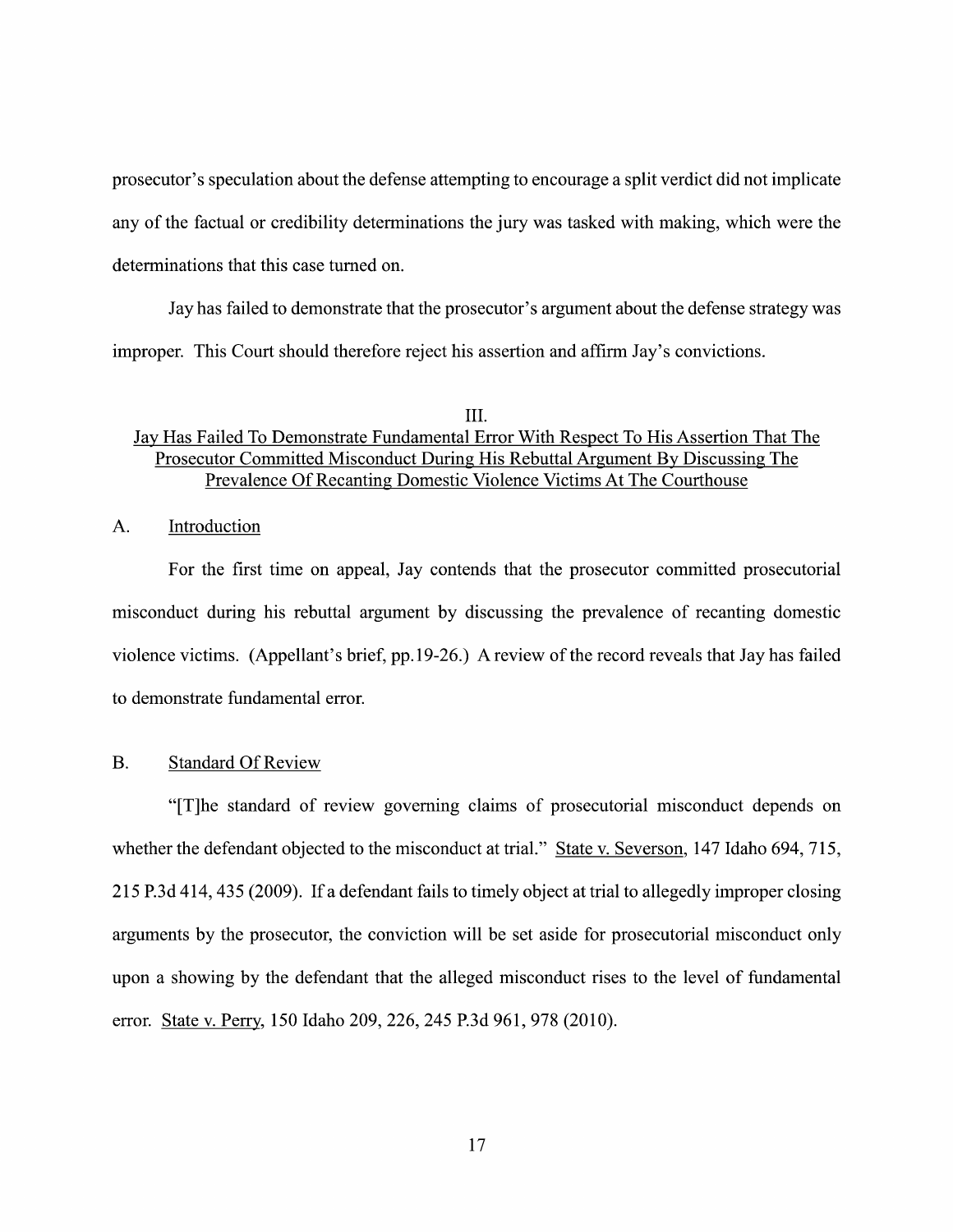prosecutor's speculation about the defense attempting to encourage a split verdict did not implicate any of the factual or credibility determinations the jury was tasked with making, which were the determinations that this case turned on.

Jay has failed to demonstrate that the prosecutor's argument about the defense strategy was improper. This Court should therefore reject his assertion and affirm Jay's convictions.

## III.
## Jay Has Failed To Demonstrate Fundamental Error With Respect To His Assertion That The Prosecutor Committed Misconduct During His Rebuttal Argument By Discussing The Prevalence Of Recanting Domestic Violence Victims At The Courthouse

### A. Introduction

For the first time on appeal, Jay contends that the prosecutor committed prosecutorial misconduct during his rebuttal argument by discussing the prevalence of recanting domestic violence victims. (Appellant's brief, pp.19-26.) A review of the record reveals that Jay has failed to demonstrate fundamental error.

### B. Standard Of Review

"[T]he standard of review governing claims of prosecutorial misconduct depends on whether the defendant objected to the misconduct at trial." State v. Severson, 147 Idaho 694, 715, 215 P.3d 414, 435 (2009). If a defendant fails to timely object at trial to allegedly improper closing arguments by the prosecutor, the conviction will be set aside for prosecutorial misconduct only upon a showing by the defendant that the alleged misconduct rises to the level of fundamental error. State v. Perry, 150 Idaho 209, 226, 245 P.3d 961, 978 (2010).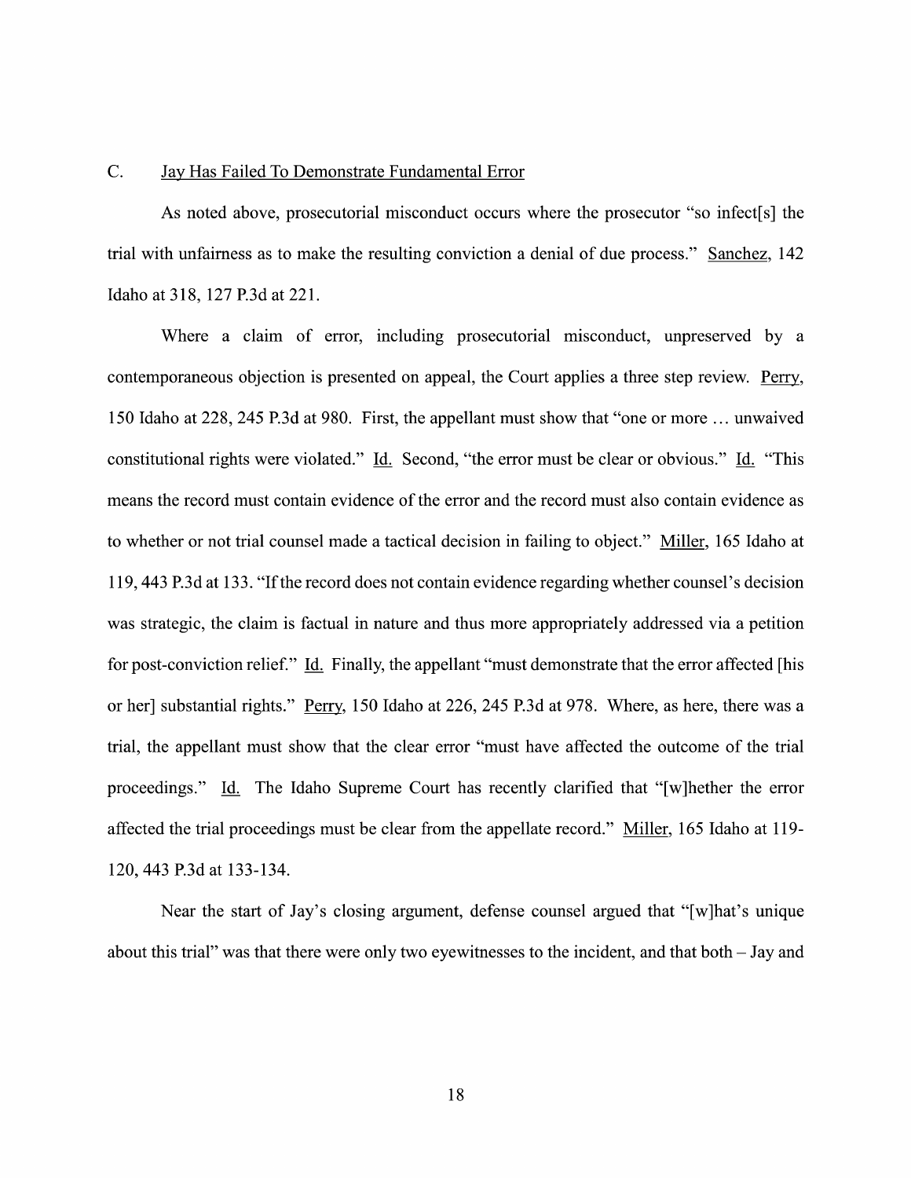### C. Jay Has Failed To Demonstrate Fundamental Error

As noted above, prosecutorial misconduct occurs where the prosecutor "so infect[s] the trial with unfairness as to make the resulting conviction a denial of due process." Sanchez, 142 Idaho at 318, 127 P.3d at 221.

Where a claim of error, including prosecutorial misconduct, unpreserved by a contemporaneous objection is presented on appeal, the Court applies a three step review. Perry, 150 Idaho at 228, 245 P.3d at 980. First, the appellant must show that "one or more … unwaived constitutional rights were violated." Id. Second, "the error must be clear or obvious." Id. "This means the record must contain evidence of the error and the record must also contain evidence as to whether or not trial counsel made a tactical decision in failing to object." Miller, 165 Idaho at 119, 443 P.3d at 133. "If the record does not contain evidence regarding whether counsel's decision was strategic, the claim is factual in nature and thus more appropriately addressed via a petition for post-conviction relief." Id. Finally, the appellant "must demonstrate that the error affected [his or her] substantial rights." Perry, 150 Idaho at 226, 245 P.3d at 978. Where, as here, there was a trial, the appellant must show that the clear error "must have affected the outcome of the trial proceedings." Id. The Idaho Supreme Court has recently clarified that "[w]hether the error affected the trial proceedings must be clear from the appellate record." Miller, 165 Idaho at 119-120, 443 P.3d at 133-134.

Near the start of Jay's closing argument, defense counsel argued that "[w]hat's unique about this trial" was that there were only two eyewitnesses to the incident, and that both – Jay and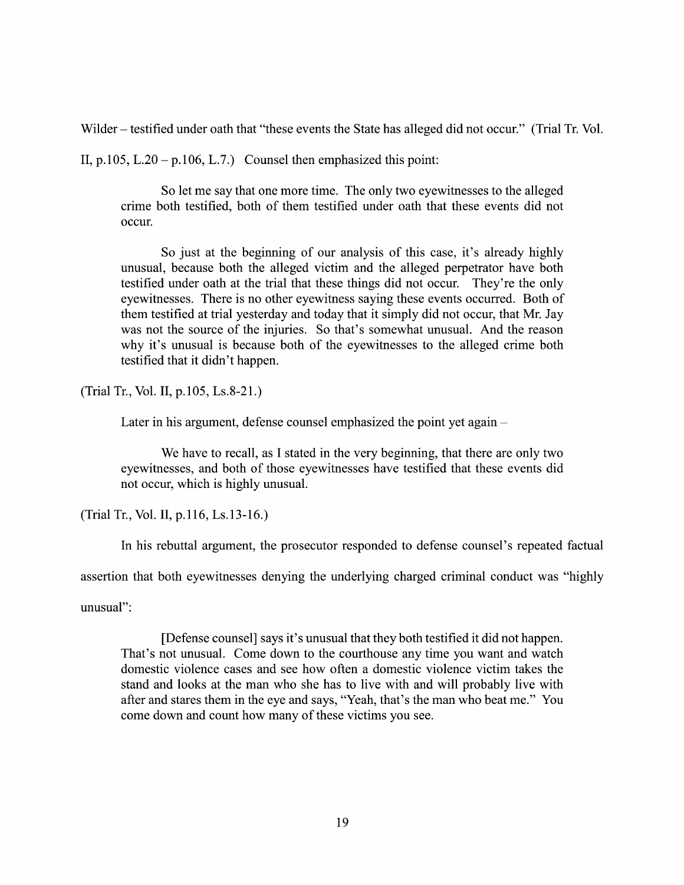Wilder – testified under oath that "these events the State has alleged did not occur." (Trial Tr. Vol. II, p.105, L.20 – p.106, L.7.) Counsel then emphasized this point:

> So let me say that one more time. The only two eyewitnesses to the alleged crime both testified, both of them testified under oath that these events did not occur.
>
> So just at the beginning of our analysis of this case, it's already highly unusual, because both the alleged victim and the alleged perpetrator have both testified under oath at the trial that these things did not occur. They're the only eyewitnesses. There is no other eyewitness saying these events occurred. Both of them testified at trial yesterday and today that it simply did not occur, that Mr. Jay was not the source of the injuries. So that's somewhat unusual. And the reason why it's unusual is because both of the eyewitnesses to the alleged crime both testified that it didn't happen.

(Trial Tr., Vol. II, p.105, Ls.8-21.)

Later in his argument, defense counsel emphasized the point yet again –

> We have to recall, as I stated in the very beginning, that there are only two eyewitnesses, and both of those eyewitnesses have testified that these events did not occur, which is highly unusual.

(Trial Tr., Vol. II, p.116, Ls.13-16.)

In his rebuttal argument, the prosecutor responded to defense counsel's repeated factual assertion that both eyewitnesses denying the underlying charged criminal conduct was "highly unusual":

> [Defense counsel] says it's unusual that they both testified it did not happen. That's not unusual. Come down to the courthouse any time you want and watch domestic violence cases and see how often a domestic violence victim takes the stand and looks at the man who she has to live with and will probably live with after and stares them in the eye and says, "Yeah, that's the man who beat me." You come down and count how many of these victims you see.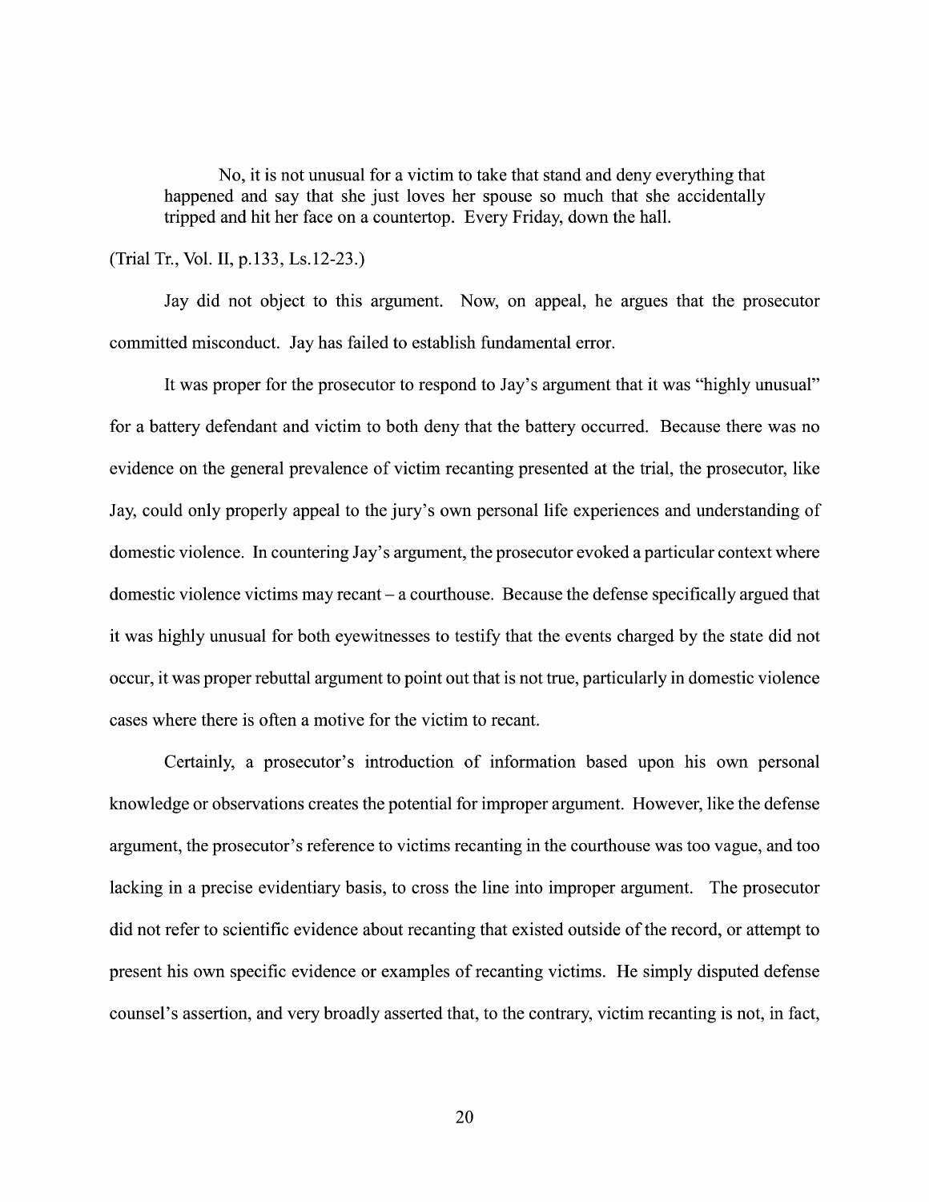> No, it is not unusual for a victim to take that stand and deny everything that happened and say that she just loves her spouse so much that she accidentally tripped and hit her face on a countertop. Every Friday, down the hall.

(Trial Tr., Vol. II, p.133, Ls.12-23.)

Jay did not object to this argument. Now, on appeal, he argues that the prosecutor committed misconduct. Jay has failed to establish fundamental error.

It was proper for the prosecutor to respond to Jay's argument that it was "highly unusual" for a battery defendant and victim to both deny that the battery occurred. Because there was no evidence on the general prevalence of victim recanting presented at the trial, the prosecutor, like Jay, could only properly appeal to the jury's own personal life experiences and understanding of domestic violence. In countering Jay's argument, the prosecutor evoked a particular context where domestic violence victims may recant – a courthouse. Because the defense specifically argued that it was highly unusual for both eyewitnesses to testify that the events charged by the state did not occur, it was proper rebuttal argument to point out that is not true, particularly in domestic violence cases where there is often a motive for the victim to recant.

Certainly, a prosecutor's introduction of information based upon his own personal knowledge or observations creates the potential for improper argument. However, like the defense argument, the prosecutor's reference to victims recanting in the courthouse was too vague, and too lacking in a precise evidentiary basis, to cross the line into improper argument. The prosecutor did not refer to scientific evidence about recanting that existed outside of the record, or attempt to present his own specific evidence or examples of recanting victims. He simply disputed defense counsel's assertion, and very broadly asserted that, to the contrary, victim recanting is not, in fact,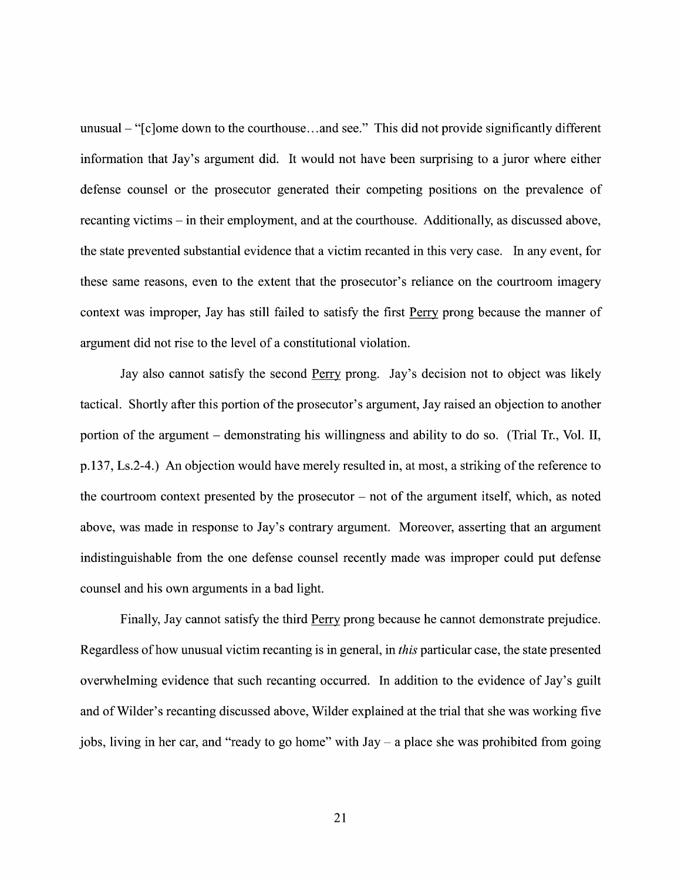unusual – "[c]ome down to the courthouse…and see." This did not provide significantly different information that Jay's argument did. It would not have been surprising to a juror where either defense counsel or the prosecutor generated their competing positions on the prevalence of recanting victims – in their employment, and at the courthouse. Additionally, as discussed above, the state prevented substantial evidence that a victim recanted in this very case. In any event, for these same reasons, even to the extent that the prosecutor's reliance on the courtroom imagery context was improper, Jay has still failed to satisfy the first Perry prong because the manner of argument did not rise to the level of a constitutional violation.

Jay also cannot satisfy the second Perry prong. Jay's decision not to object was likely tactical. Shortly after this portion of the prosecutor's argument, Jay raised an objection to another portion of the argument – demonstrating his willingness and ability to do so. (Trial Tr., Vol. II, p.137, Ls.2-4.) An objection would have merely resulted in, at most, a striking of the reference to the courtroom context presented by the prosecutor – not of the argument itself, which, as noted above, was made in response to Jay's contrary argument. Moreover, asserting that an argument indistinguishable from the one defense counsel recently made was improper could put defense counsel and his own arguments in a bad light.

Finally, Jay cannot satisfy the third Perry prong because he cannot demonstrate prejudice. Regardless of how unusual victim recanting is in general, in *this* particular case, the state presented overwhelming evidence that such recanting occurred. In addition to the evidence of Jay's guilt and of Wilder's recanting discussed above, Wilder explained at the trial that she was working five jobs, living in her car, and "ready to go home" with Jay – a place she was prohibited from going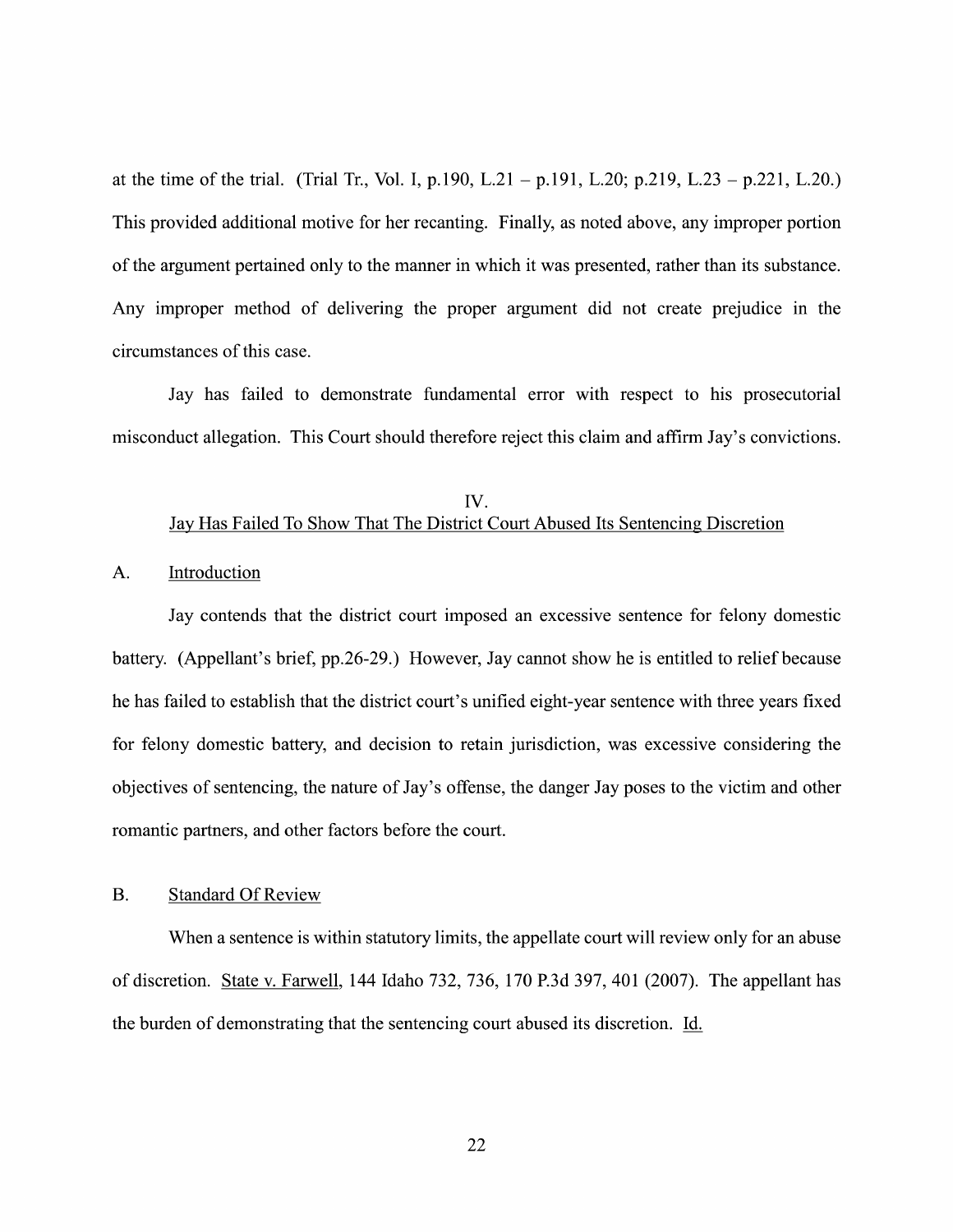at the time of the trial. (Trial Tr., Vol. I, p.190, L.21 – p.191, L.20; p.219, L.23 – p.221, L.20.) This provided additional motive for her recanting. Finally, as noted above, any improper portion of the argument pertained only to the manner in which it was presented, rather than its substance. Any improper method of delivering the proper argument did not create prejudice in the circumstances of this case.

Jay has failed to demonstrate fundamental error with respect to his prosecutorial misconduct allegation. This Court should therefore reject this claim and affirm Jay's convictions.

## IV.
## Jay Has Failed To Show That The District Court Abused Its Sentencing Discretion

### A. Introduction

Jay contends that the district court imposed an excessive sentence for felony domestic battery. (Appellant's brief, pp.26-29.) However, Jay cannot show he is entitled to relief because he has failed to establish that the district court's unified eight-year sentence with three years fixed for felony domestic battery, and decision to retain jurisdiction, was excessive considering the objectives of sentencing, the nature of Jay's offense, the danger Jay poses to the victim and other romantic partners, and other factors before the court.

### B. Standard Of Review

When a sentence is within statutory limits, the appellate court will review only for an abuse of discretion. State v. Farwell, 144 Idaho 732, 736, 170 P.3d 397, 401 (2007). The appellant has the burden of demonstrating that the sentencing court abused its discretion. Id.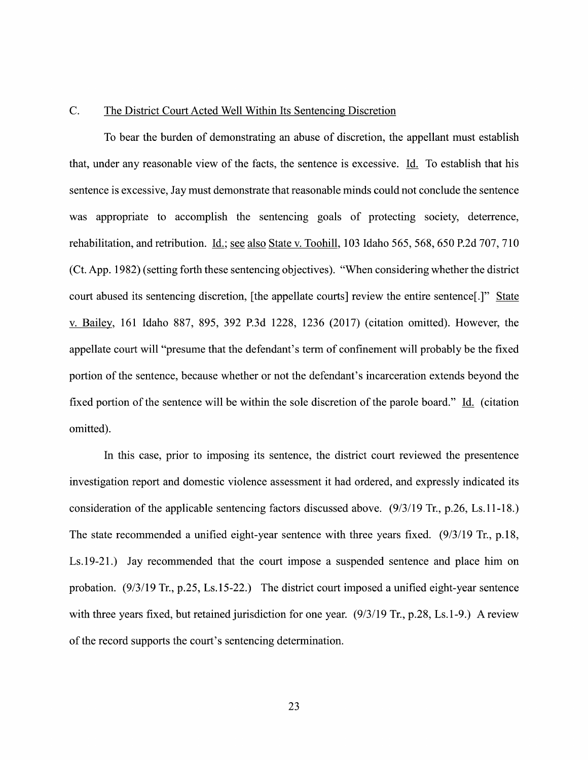### C. The District Court Acted Well Within Its Sentencing Discretion

To bear the burden of demonstrating an abuse of discretion, the appellant must establish that, under any reasonable view of the facts, the sentence is excessive. Id. To establish that his sentence is excessive, Jay must demonstrate that reasonable minds could not conclude the sentence was appropriate to accomplish the sentencing goals of protecting society, deterrence, rehabilitation, and retribution. Id.; see also State v. Toohill, 103 Idaho 565, 568, 650 P.2d 707, 710 (Ct. App. 1982) (setting forth these sentencing objectives). "When considering whether the district court abused its sentencing discretion, [the appellate courts] review the entire sentence[.]" State v. Bailey, 161 Idaho 887, 895, 392 P.3d 1228, 1236 (2017) (citation omitted). However, the appellate court will "presume that the defendant's term of confinement will probably be the fixed portion of the sentence, because whether or not the defendant's incarceration extends beyond the fixed portion of the sentence will be within the sole discretion of the parole board." Id. (citation omitted).

In this case, prior to imposing its sentence, the district court reviewed the presentence investigation report and domestic violence assessment it had ordered, and expressly indicated its consideration of the applicable sentencing factors discussed above. (9/3/19 Tr., p.26, Ls.11-18.) The state recommended a unified eight-year sentence with three years fixed. (9/3/19 Tr., p.18, Ls.19-21.) Jay recommended that the court impose a suspended sentence and place him on probation. (9/3/19 Tr., p.25, Ls.15-22.) The district court imposed a unified eight-year sentence with three years fixed, but retained jurisdiction for one year. (9/3/19 Tr., p.28, Ls.1-9.) A review of the record supports the court's sentencing determination.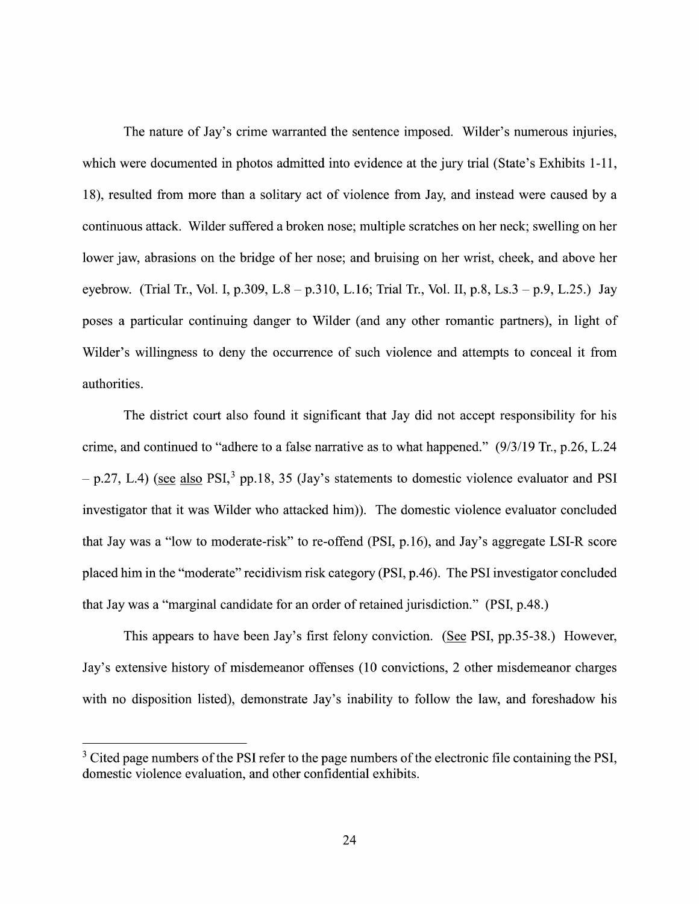The nature of Jay's crime warranted the sentence imposed. Wilder's numerous injuries, which were documented in photos admitted into evidence at the jury trial (State's Exhibits 1-11, 18), resulted from more than a solitary act of violence from Jay, and instead were caused by a continuous attack. Wilder suffered a broken nose; multiple scratches on her neck; swelling on her lower jaw, abrasions on the bridge of her nose; and bruising on her wrist, cheek, and above her eyebrow. (Trial Tr., Vol. I, p.309, L.8 – p.310, L.16; Trial Tr., Vol. II, p.8, Ls.3 – p.9, L.25.) Jay poses a particular continuing danger to Wilder (and any other romantic partners), in light of Wilder's willingness to deny the occurrence of such violence and attempts to conceal it from authorities.

The district court also found it significant that Jay did not accept responsibility for his crime, and continued to "adhere to a false narrative as to what happened." (9/3/19 Tr., p.26, L.24 – p.27, L.4) (see also PSI,[3] pp.18, 35 (Jay's statements to domestic violence evaluator and PSI investigator that it was Wilder who attacked him)). The domestic violence evaluator concluded that Jay was a "low to moderate-risk" to re-offend (PSI, p.16), and Jay's aggregate LSI-R score placed him in the "moderate" recidivism risk category (PSI, p.46). The PSI investigator concluded that Jay was a "marginal candidate for an order of retained jurisdiction." (PSI, p.48.)

This appears to have been Jay's first felony conviction. (See PSI, pp.35-38.) However, Jay's extensive history of misdemeanor offenses (10 convictions, 2 other misdemeanor charges with no disposition listed), demonstrate Jay's inability to follow the law, and foreshadow his

---

[3] Cited page numbers of the PSI refer to the page numbers of the electronic file containing the PSI, domestic violence evaluation, and other confidential exhibits.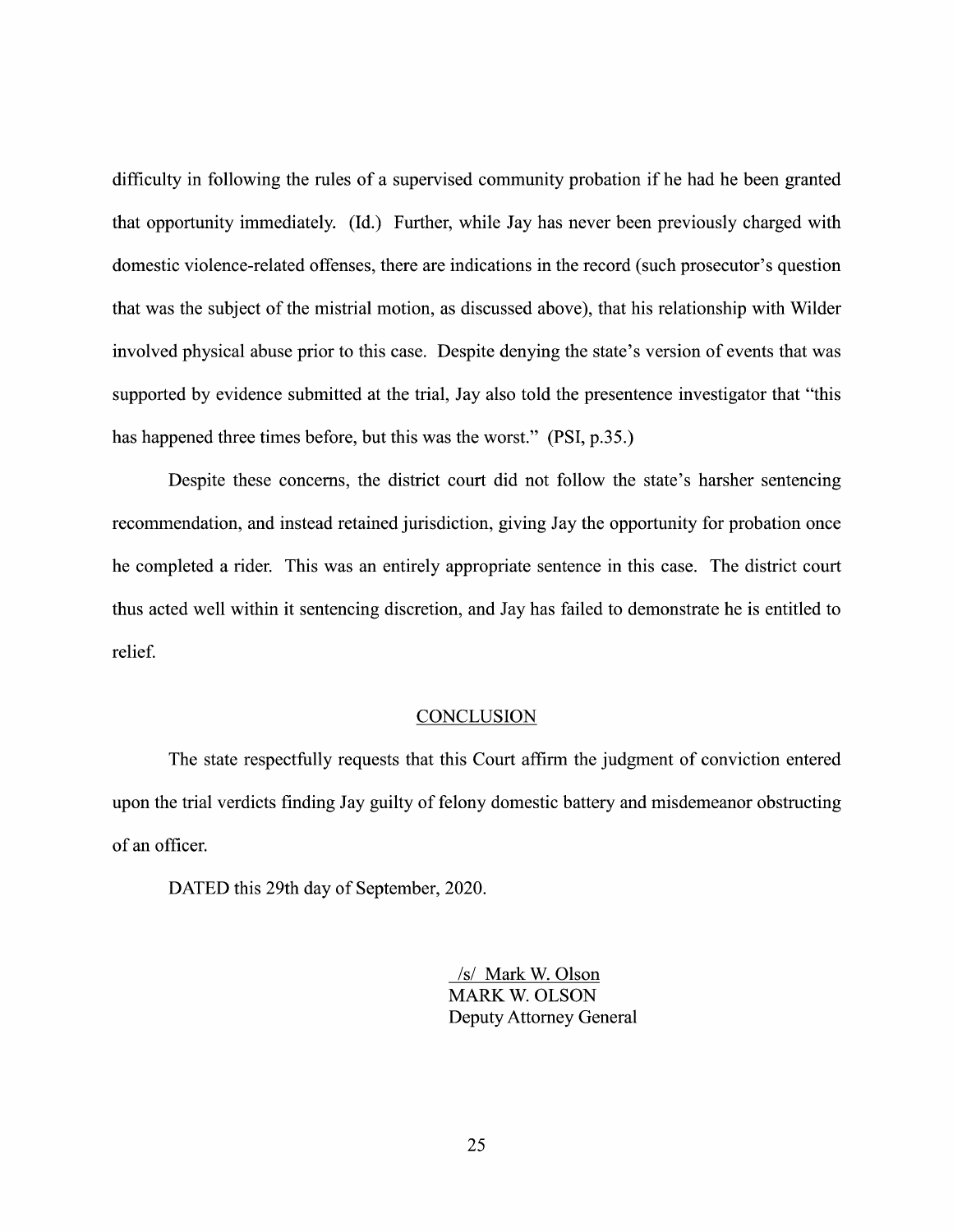difficulty in following the rules of a supervised community probation if he had he been granted that opportunity immediately. (Id.) Further, while Jay has never been previously charged with domestic violence-related offenses, there are indications in the record (such prosecutor's question that was the subject of the mistrial motion, as discussed above), that his relationship with Wilder involved physical abuse prior to this case. Despite denying the state's version of events that was supported by evidence submitted at the trial, Jay also told the presentence investigator that "this has happened three times before, but this was the worst." (PSI, p.35.)

Despite these concerns, the district court did not follow the state's harsher sentencing recommendation, and instead retained jurisdiction, giving Jay the opportunity for probation once he completed a rider. This was an entirely appropriate sentence in this case. The district court thus acted well within it sentencing discretion, and Jay has failed to demonstrate he is entitled to relief.

## CONCLUSION

The state respectfully requests that this Court affirm the judgment of conviction entered upon the trial verdicts finding Jay guilty of felony domestic battery and misdemeanor obstructing of an officer.

DATED this 29th day of September, 2020.

/s/ Mark W. Olson
MARK W. OLSON
Deputy Attorney General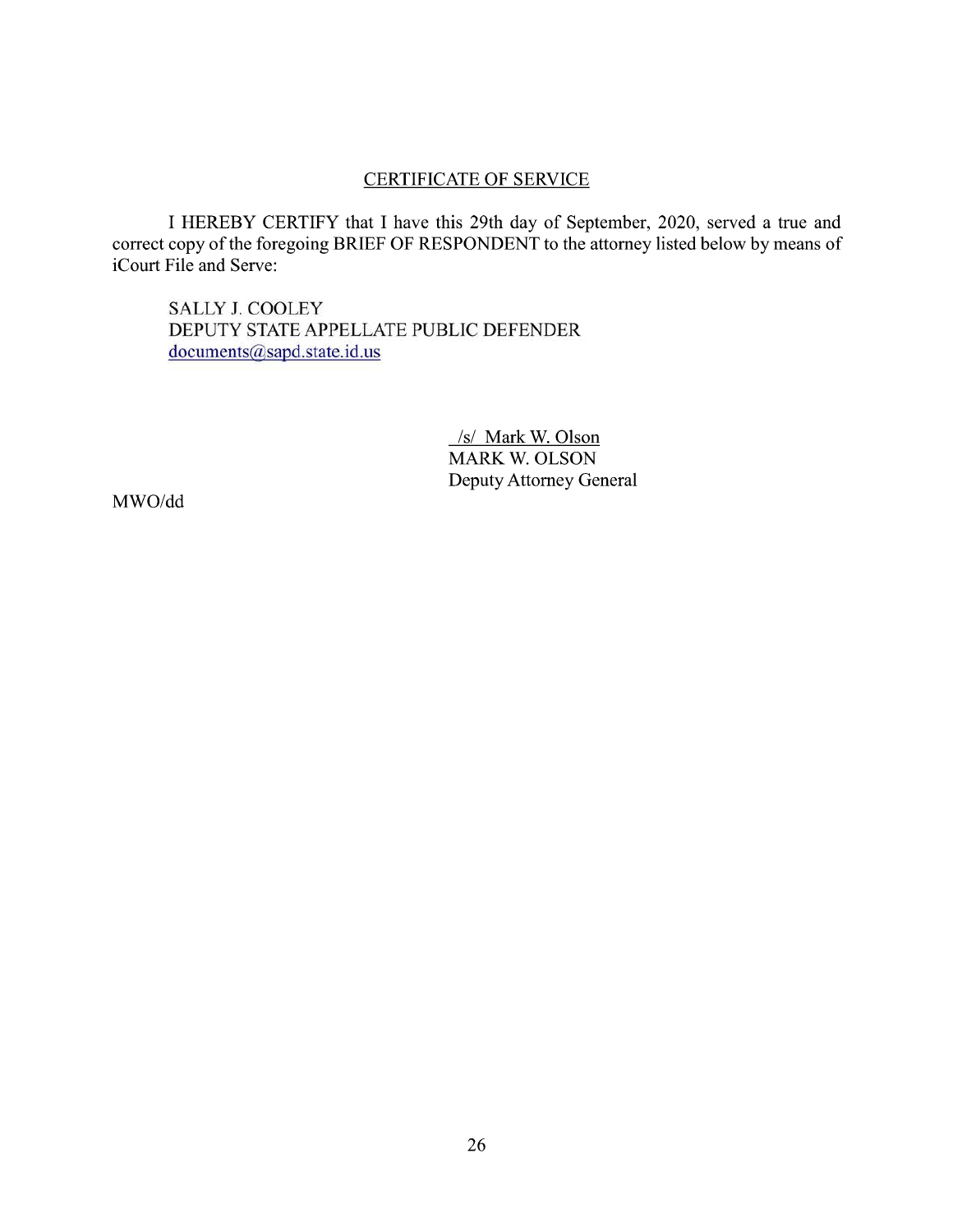## CERTIFICATE OF SERVICE

I HEREBY CERTIFY that I have this 29th day of September, 2020, served a true and correct copy of the foregoing BRIEF OF RESPONDENT to the attorney listed below by means of iCourt File and Serve:

SALLY J. COOLEY
DEPUTY STATE APPELLATE PUBLIC DEFENDER
documents@sapd.state.id.us

/s/ Mark W. Olson
MARK W. OLSON
Deputy Attorney General

MWO/dd